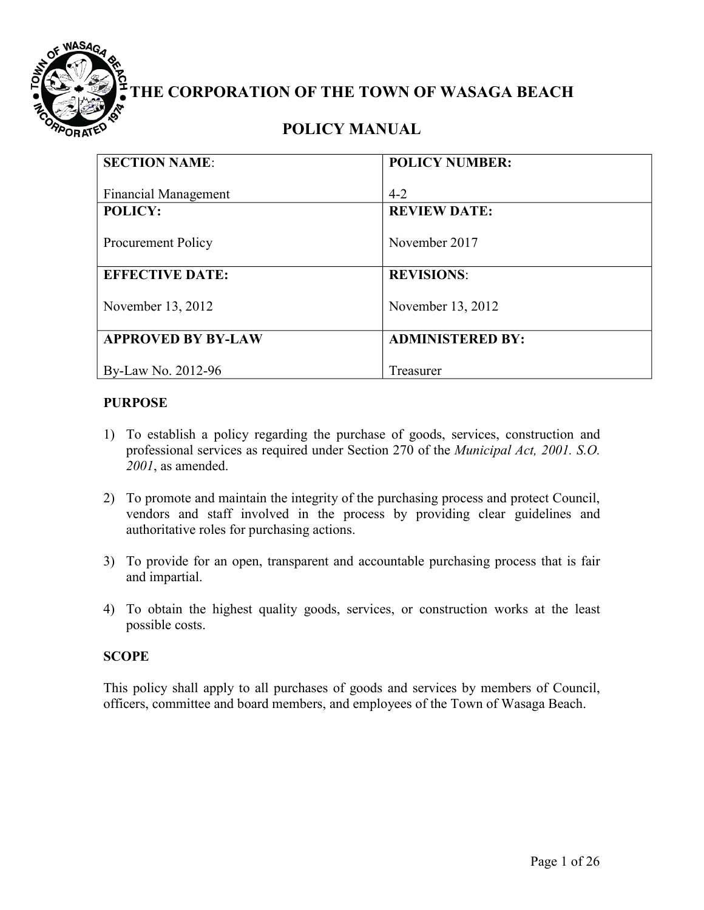# THE CORPORATION OF THE TOWN OF WASAGA BEACH

## POLICY MANUAL

| **SECTION NAME**: Financial Management | **POLICY NUMBER:** 4-2 |
|---|---|
| **POLICY:** Procurement Policy | **REVIEW DATE:** November 2017 |
| **EFFECTIVE DATE:** November 13, 2012 | **REVISIONS**: November 13, 2012 |
| **APPROVED BY BY-LAW** By-Law No. 2012-96 | **ADMINISTERED BY:** Treasurer |

**PURPOSE**

1) To establish a policy regarding the purchase of goods, services, construction and professional services as required under Section 270 of the *Municipal Act, 2001. S.O. 2001*, as amended.

2) To promote and maintain the integrity of the purchasing process and protect Council, vendors and staff involved in the process by providing clear guidelines and authoritative roles for purchasing actions.

3) To provide for an open, transparent and accountable purchasing process that is fair and impartial.

4) To obtain the highest quality goods, services, or construction works at the least possible costs.

**SCOPE**

This policy shall apply to all purchases of goods and services by members of Council, officers, committee and board members, and employees of the Town of Wasaga Beach.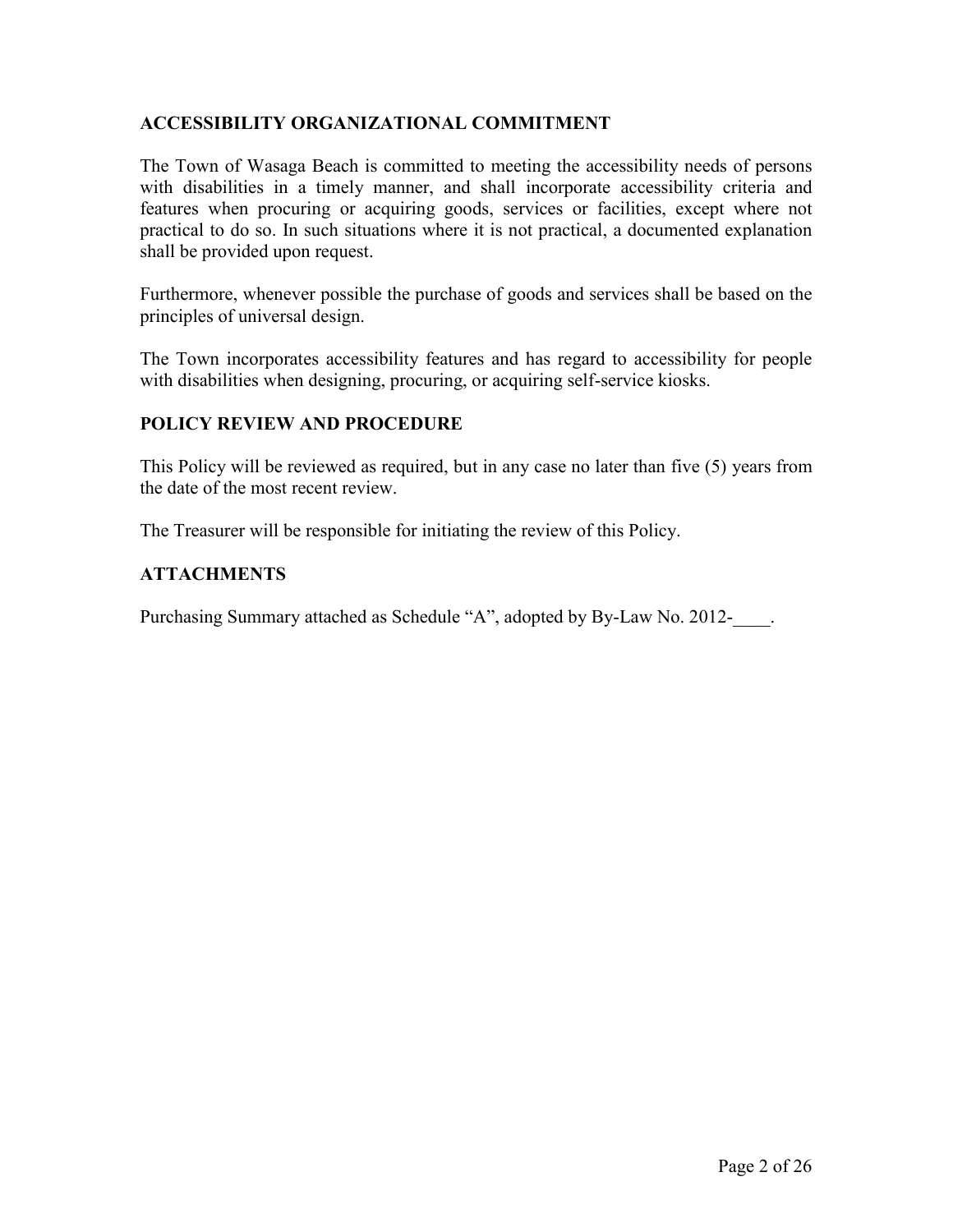## ACCESSIBILITY ORGANIZATIONAL COMMITMENT

The Town of Wasaga Beach is committed to meeting the accessibility needs of persons with disabilities in a timely manner, and shall incorporate accessibility criteria and features when procuring or acquiring goods, services or facilities, except where not practical to do so. In such situations where it is not practical, a documented explanation shall be provided upon request.

Furthermore, whenever possible the purchase of goods and services shall be based on the principles of universal design.

The Town incorporates accessibility features and has regard to accessibility for people with disabilities when designing, procuring, or acquiring self-service kiosks.

## POLICY REVIEW AND PROCEDURE

This Policy will be reviewed as required, but in any case no later than five (5) years from the date of the most recent review.

The Treasurer will be responsible for initiating the review of this Policy.

## ATTACHMENTS

Purchasing Summary attached as Schedule "A", adopted by By-Law No. 2012-____.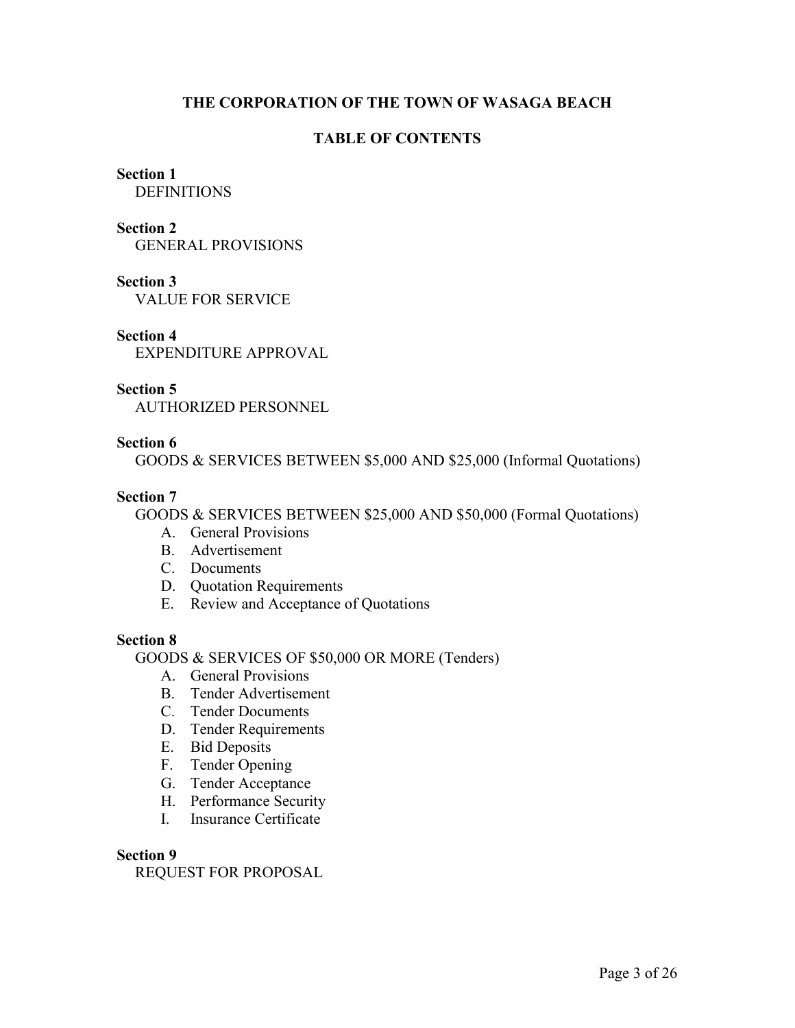**THE CORPORATION OF THE TOWN OF WASAGA BEACH**

**TABLE OF CONTENTS**

**Section 1**
DEFINITIONS

**Section 2**
GENERAL PROVISIONS

**Section 3**
VALUE FOR SERVICE

**Section 4**
EXPENDITURE APPROVAL

**Section 5**
AUTHORIZED PERSONNEL

**Section 6**
GOODS & SERVICES BETWEEN $5,000 AND $25,000 (Informal Quotations)

**Section 7**
GOODS & SERVICES BETWEEN $25,000 AND $50,000 (Formal Quotations)

A. General Provisions
B. Advertisement
C. Documents
D. Quotation Requirements
E. Review and Acceptance of Quotations

**Section 8**
GOODS & SERVICES OF $50,000 OR MORE (Tenders)

A. General Provisions
B. Tender Advertisement
C. Tender Documents
D. Tender Requirements
E. Bid Deposits
F. Tender Opening
G. Tender Acceptance
H. Performance Security
I. Insurance Certificate

**Section 9**
REQUEST FOR PROPOSAL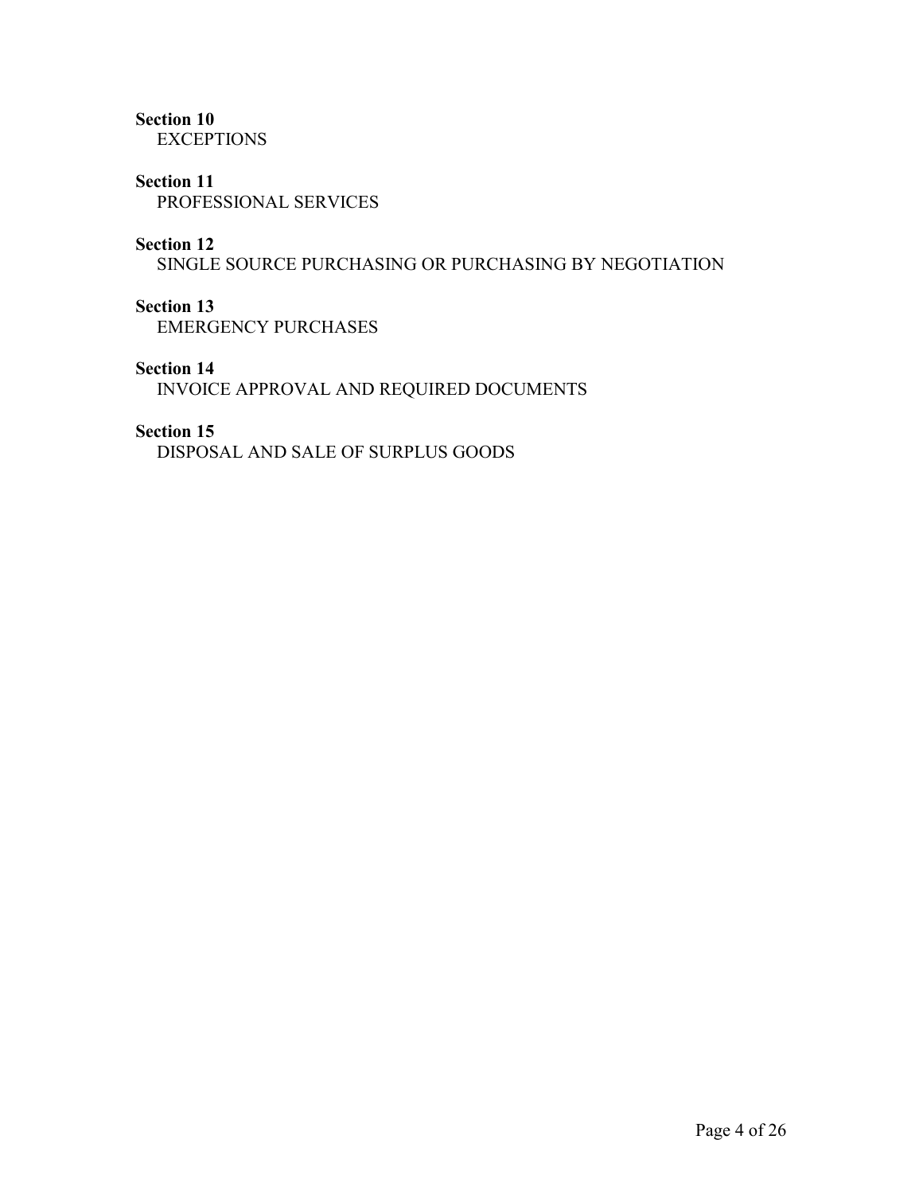**Section 10**
EXCEPTIONS

**Section 11**
PROFESSIONAL SERVICES

**Section 12**
SINGLE SOURCE PURCHASING OR PURCHASING BY NEGOTIATION

**Section 13**
EMERGENCY PURCHASES

**Section 14**
INVOICE APPROVAL AND REQUIRED DOCUMENTS

**Section 15**
DISPOSAL AND SALE OF SURPLUS GOODS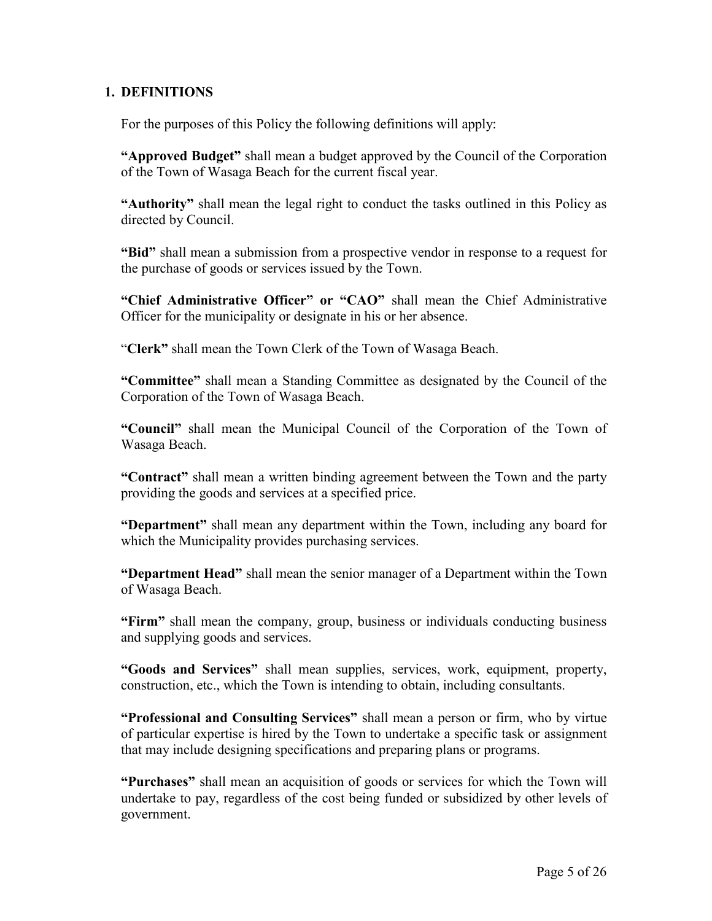## 1. DEFINITIONS

For the purposes of this Policy the following definitions will apply:

**"Approved Budget"** shall mean a budget approved by the Council of the Corporation of the Town of Wasaga Beach for the current fiscal year.

**"Authority"** shall mean the legal right to conduct the tasks outlined in this Policy as directed by Council.

**"Bid"** shall mean a submission from a prospective vendor in response to a request for the purchase of goods or services issued by the Town.

**"Chief Administrative Officer" or "CAO"** shall mean the Chief Administrative Officer for the municipality or designate in his or her absence.

"**Clerk"** shall mean the Town Clerk of the Town of Wasaga Beach.

**"Committee"** shall mean a Standing Committee as designated by the Council of the Corporation of the Town of Wasaga Beach.

**"Council"** shall mean the Municipal Council of the Corporation of the Town of Wasaga Beach.

**"Contract"** shall mean a written binding agreement between the Town and the party providing the goods and services at a specified price.

**"Department"** shall mean any department within the Town, including any board for which the Municipality provides purchasing services.

**"Department Head"** shall mean the senior manager of a Department within the Town of Wasaga Beach.

**"Firm"** shall mean the company, group, business or individuals conducting business and supplying goods and services.

**"Goods and Services"** shall mean supplies, services, work, equipment, property, construction, etc., which the Town is intending to obtain, including consultants.

**"Professional and Consulting Services"** shall mean a person or firm, who by virtue of particular expertise is hired by the Town to undertake a specific task or assignment that may include designing specifications and preparing plans or programs.

**"Purchases"** shall mean an acquisition of goods or services for which the Town will undertake to pay, regardless of the cost being funded or subsidized by other levels of government.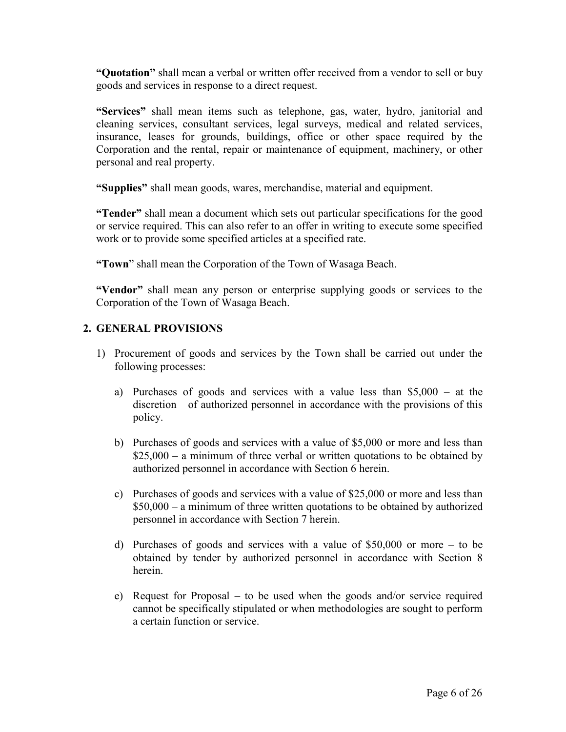**"Quotation"** shall mean a verbal or written offer received from a vendor to sell or buy goods and services in response to a direct request.

**"Services"** shall mean items such as telephone, gas, water, hydro, janitorial and cleaning services, consultant services, legal surveys, medical and related services, insurance, leases for grounds, buildings, office or other space required by the Corporation and the rental, repair or maintenance of equipment, machinery, or other personal and real property.

**"Supplies"** shall mean goods, wares, merchandise, material and equipment.

**"Tender"** shall mean a document which sets out particular specifications for the good or service required. This can also refer to an offer in writing to execute some specified work or to provide some specified articles at a specified rate.

**"Town"** shall mean the Corporation of the Town of Wasaga Beach.

**"Vendor"** shall mean any person or enterprise supplying goods or services to the Corporation of the Town of Wasaga Beach.

## 2. GENERAL PROVISIONS

1) Procurement of goods and services by the Town shall be carried out under the following processes:

   a) Purchases of goods and services with a value less than $5,000 – at the discretion of authorized personnel in accordance with the provisions of this policy.

   b) Purchases of goods and services with a value of $5,000 or more and less than $25,000 – a minimum of three verbal or written quotations to be obtained by authorized personnel in accordance with Section 6 herein.

   c) Purchases of goods and services with a value of $25,000 or more and less than $50,000 – a minimum of three written quotations to be obtained by authorized personnel in accordance with Section 7 herein.

   d) Purchases of goods and services with a value of $50,000 or more – to be obtained by tender by authorized personnel in accordance with Section 8 herein.

   e) Request for Proposal – to be used when the goods and/or service required cannot be specifically stipulated or when methodologies are sought to perform a certain function or service.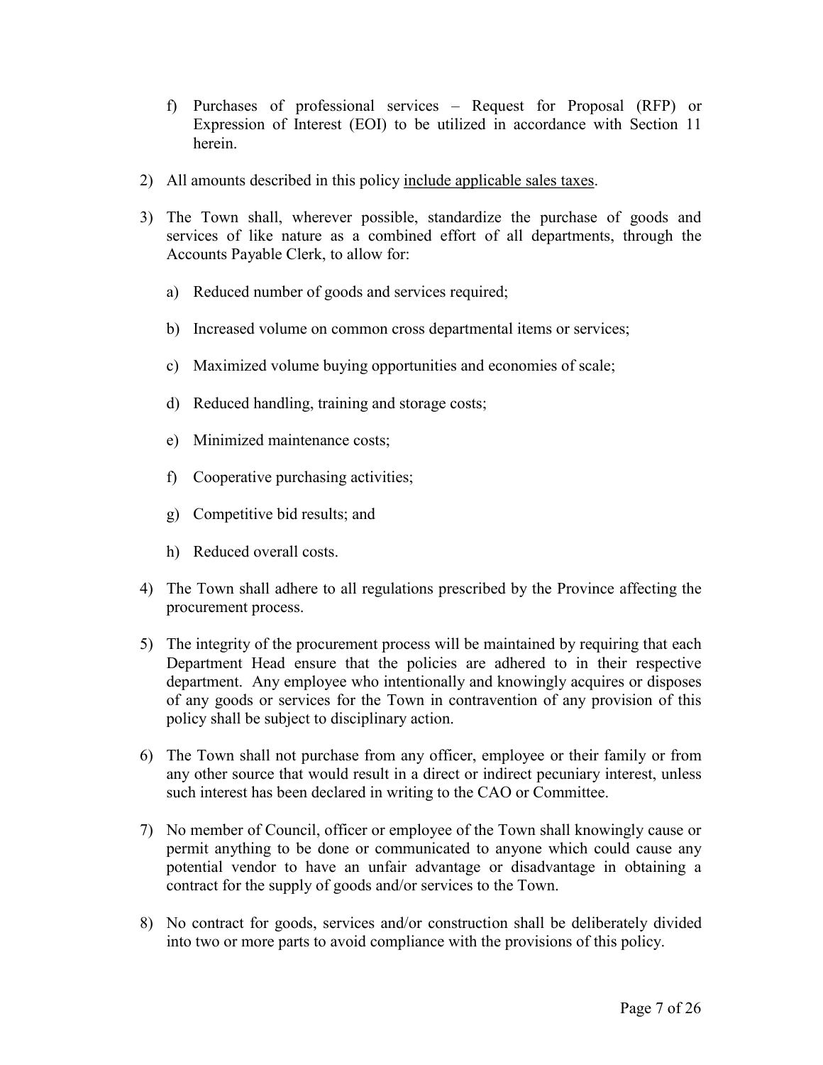f) Purchases of professional services – Request for Proposal (RFP) or Expression of Interest (EOI) to be utilized in accordance with Section 11 herein.

2) All amounts described in this policy <u>include applicable sales taxes</u>.

3) The Town shall, wherever possible, standardize the purchase of goods and services of like nature as a combined effort of all departments, through the Accounts Payable Clerk, to allow for:

   a) Reduced number of goods and services required;

   b) Increased volume on common cross departmental items or services;

   c) Maximized volume buying opportunities and economies of scale;

   d) Reduced handling, training and storage costs;

   e) Minimized maintenance costs;

   f) Cooperative purchasing activities;

   g) Competitive bid results; and

   h) Reduced overall costs.

4) The Town shall adhere to all regulations prescribed by the Province affecting the procurement process.

5) The integrity of the procurement process will be maintained by requiring that each Department Head ensure that the policies are adhered to in their respective department. Any employee who intentionally and knowingly acquires or disposes of any goods or services for the Town in contravention of any provision of this policy shall be subject to disciplinary action.

6) The Town shall not purchase from any officer, employee or their family or from any other source that would result in a direct or indirect pecuniary interest, unless such interest has been declared in writing to the CAO or Committee.

7) No member of Council, officer or employee of the Town shall knowingly cause or permit anything to be done or communicated to anyone which could cause any potential vendor to have an unfair advantage or disadvantage in obtaining a contract for the supply of goods and/or services to the Town.

8) No contract for goods, services and/or construction shall be deliberately divided into two or more parts to avoid compliance with the provisions of this policy.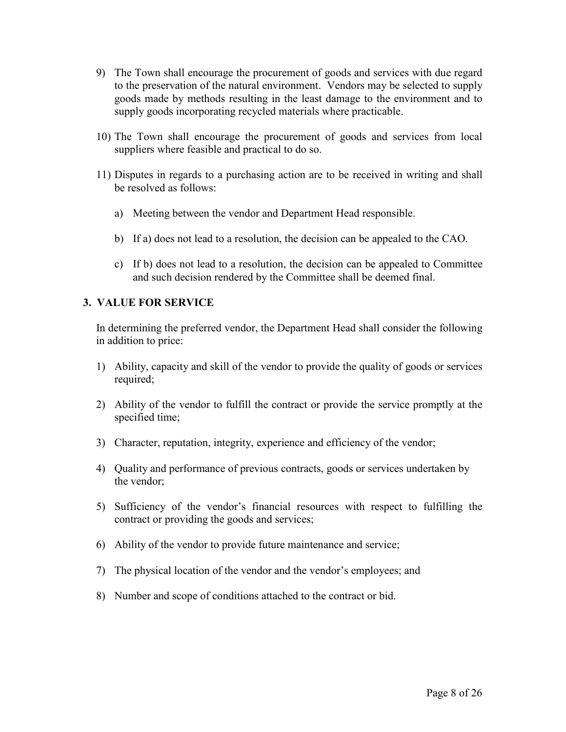9) The Town shall encourage the procurement of goods and services with due regard to the preservation of the natural environment. Vendors may be selected to supply goods made by methods resulting in the least damage to the environment and to supply goods incorporating recycled materials where practicable.

10) The Town shall encourage the procurement of goods and services from local suppliers where feasible and practical to do so.

11) Disputes in regards to a purchasing action are to be received in writing and shall be resolved as follows:

    a) Meeting between the vendor and Department Head responsible.

    b) If a) does not lead to a resolution, the decision can be appealed to the CAO.

    c) If b) does not lead to a resolution, the decision can be appealed to Committee and such decision rendered by the Committee shall be deemed final.

## 3. VALUE FOR SERVICE

In determining the preferred vendor, the Department Head shall consider the following in addition to price:

1) Ability, capacity and skill of the vendor to provide the quality of goods or services required;

2) Ability of the vendor to fulfill the contract or provide the service promptly at the specified time;

3) Character, reputation, integrity, experience and efficiency of the vendor;

4) Quality and performance of previous contracts, goods or services undertaken by the vendor;

5) Sufficiency of the vendor's financial resources with respect to fulfilling the contract or providing the goods and services;

6) Ability of the vendor to provide future maintenance and service;

7) The physical location of the vendor and the vendor's employees; and

8) Number and scope of conditions attached to the contract or bid.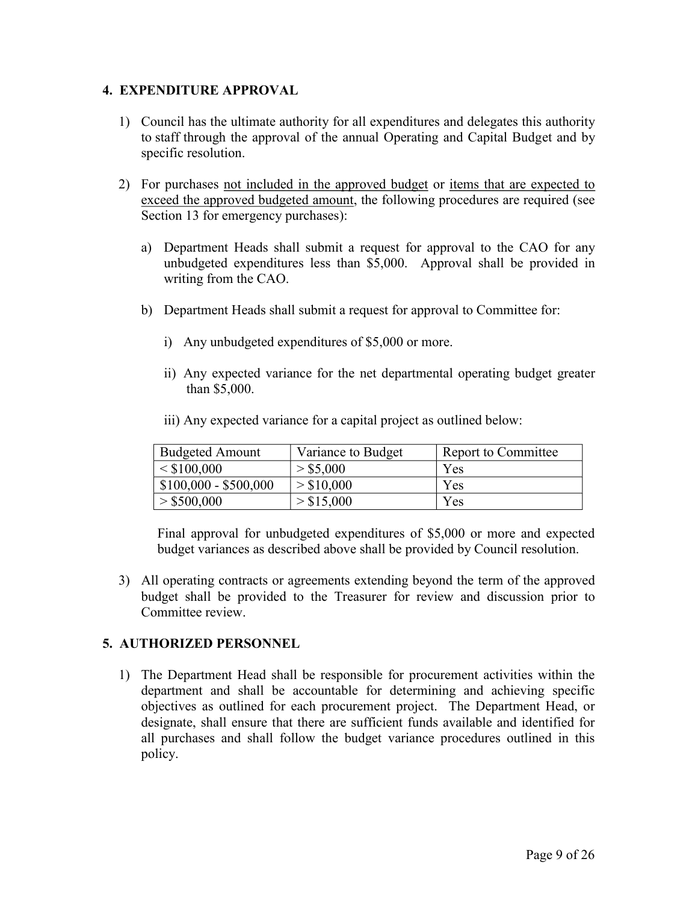## 4. EXPENDITURE APPROVAL

1) Council has the ultimate authority for all expenditures and delegates this authority to staff through the approval of the annual Operating and Capital Budget and by specific resolution.

2) For purchases <u>not included in the approved budget</u> or <u>items that are expected to exceed the approved budgeted amount</u>, the following procedures are required (see Section 13 for emergency purchases):

   a) Department Heads shall submit a request for approval to the CAO for any unbudgeted expenditures less than $5,000. Approval shall be provided in writing from the CAO.

   b) Department Heads shall submit a request for approval to Committee for:

      i) Any unbudgeted expenditures of $5,000 or more.

      ii) Any expected variance for the net departmental operating budget greater than $5,000.

      iii) Any expected variance for a capital project as outlined below:

| Budgeted Amount | Variance to Budget | Report to Committee |
|---|---|---|
| < $100,000 | > $5,000 | Yes |
| $100,000 - $500,000 | > $10,000 | Yes |
| > $500,000 | > $15,000 | Yes |

   Final approval for unbudgeted expenditures of $5,000 or more and expected budget variances as described above shall be provided by Council resolution.

3) All operating contracts or agreements extending beyond the term of the approved budget shall be provided to the Treasurer for review and discussion prior to Committee review.

## 5. AUTHORIZED PERSONNEL

1) The Department Head shall be responsible for procurement activities within the department and shall be accountable for determining and achieving specific objectives as outlined for each procurement project. The Department Head, or designate, shall ensure that there are sufficient funds available and identified for all purchases and shall follow the budget variance procedures outlined in this policy.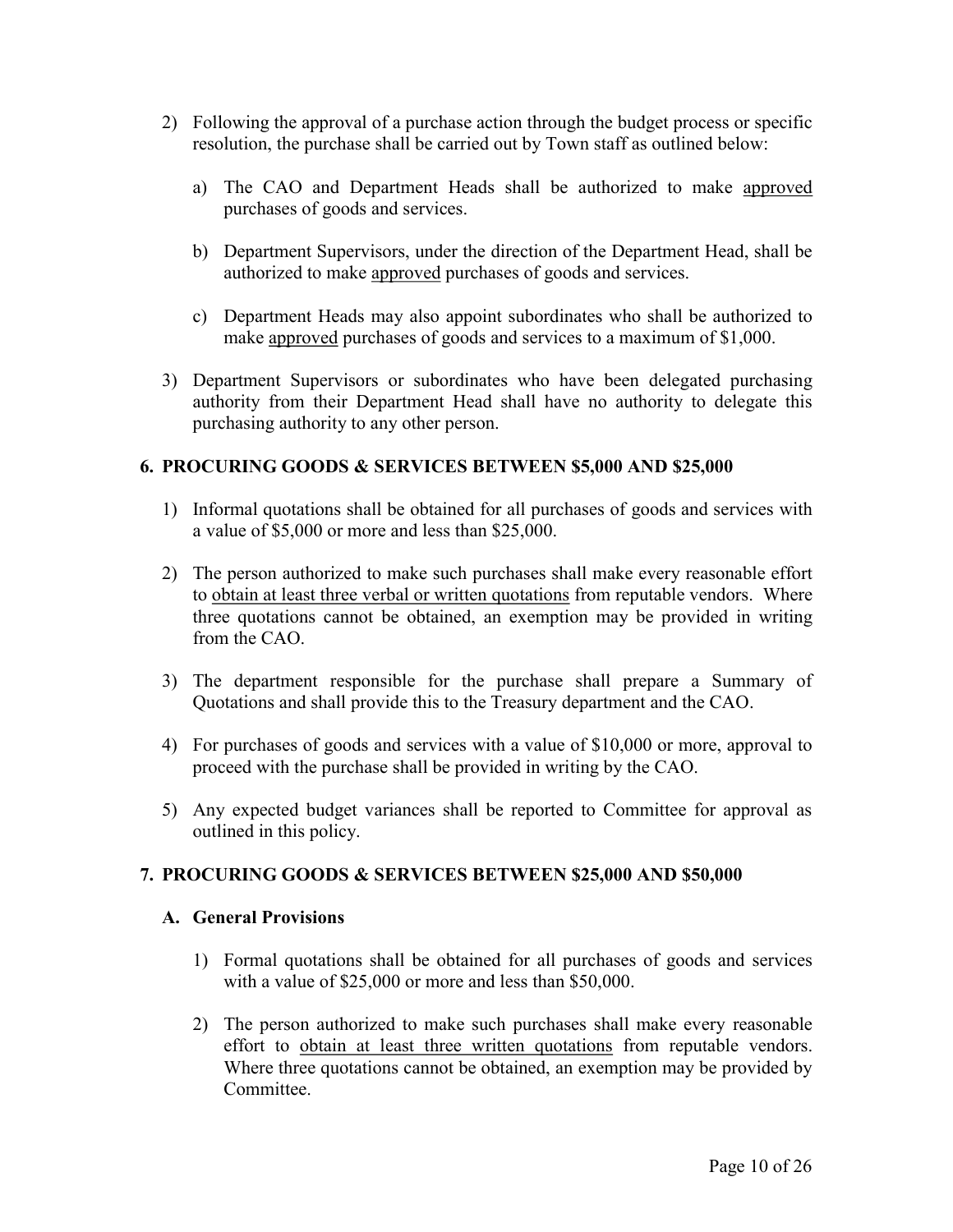2) Following the approval of a purchase action through the budget process or specific resolution, the purchase shall be carried out by Town staff as outlined below:

   a) The CAO and Department Heads shall be authorized to make <u>approved</u> purchases of goods and services.

   b) Department Supervisors, under the direction of the Department Head, shall be authorized to make <u>approved</u> purchases of goods and services.

   c) Department Heads may also appoint subordinates who shall be authorized to make <u>approved</u> purchases of goods and services to a maximum of $1,000.

3) Department Supervisors or subordinates who have been delegated purchasing authority from their Department Head shall have no authority to delegate this purchasing authority to any other person.

## 6. PROCURING GOODS & SERVICES BETWEEN $5,000 AND $25,000

1) Informal quotations shall be obtained for all purchases of goods and services with a value of $5,000 or more and less than $25,000.

2) The person authorized to make such purchases shall make every reasonable effort to <u>obtain at least three verbal or written quotations</u> from reputable vendors. Where three quotations cannot be obtained, an exemption may be provided in writing from the CAO.

3) The department responsible for the purchase shall prepare a Summary of Quotations and shall provide this to the Treasury department and the CAO.

4) For purchases of goods and services with a value of $10,000 or more, approval to proceed with the purchase shall be provided in writing by the CAO.

5) Any expected budget variances shall be reported to Committee for approval as outlined in this policy.

## 7. PROCURING GOODS & SERVICES BETWEEN $25,000 AND $50,000

### A. General Provisions

1) Formal quotations shall be obtained for all purchases of goods and services with a value of $25,000 or more and less than $50,000.

2) The person authorized to make such purchases shall make every reasonable effort to <u>obtain at least three written quotations</u> from reputable vendors. Where three quotations cannot be obtained, an exemption may be provided by Committee.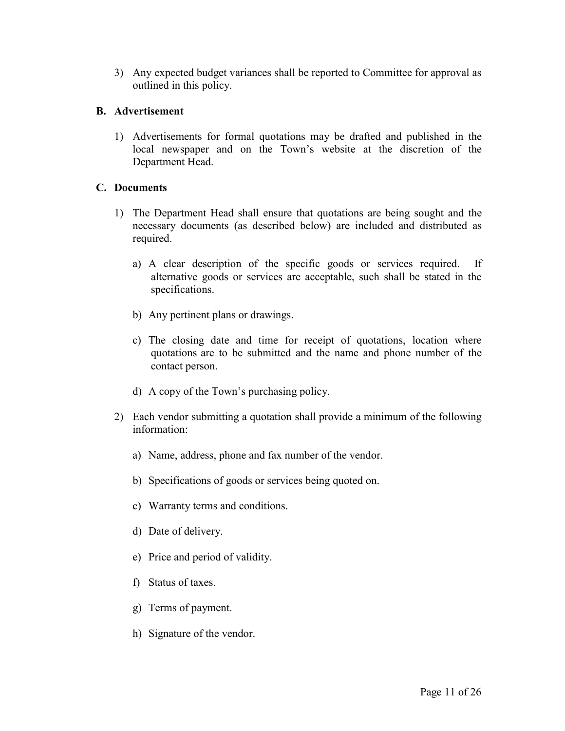3) Any expected budget variances shall be reported to Committee for approval as outlined in this policy.

### B. Advertisement

1) Advertisements for formal quotations may be drafted and published in the local newspaper and on the Town's website at the discretion of the Department Head.

### C. Documents

1) The Department Head shall ensure that quotations are being sought and the necessary documents (as described below) are included and distributed as required.

   a) A clear description of the specific goods or services required. If alternative goods or services are acceptable, such shall be stated in the specifications.

   b) Any pertinent plans or drawings.

   c) The closing date and time for receipt of quotations, location where quotations are to be submitted and the name and phone number of the contact person.

   d) A copy of the Town's purchasing policy.

2) Each vendor submitting a quotation shall provide a minimum of the following information:

   a) Name, address, phone and fax number of the vendor.

   b) Specifications of goods or services being quoted on.

   c) Warranty terms and conditions.

   d) Date of delivery.

   e) Price and period of validity.

   f) Status of taxes.

   g) Terms of payment.

   h) Signature of the vendor.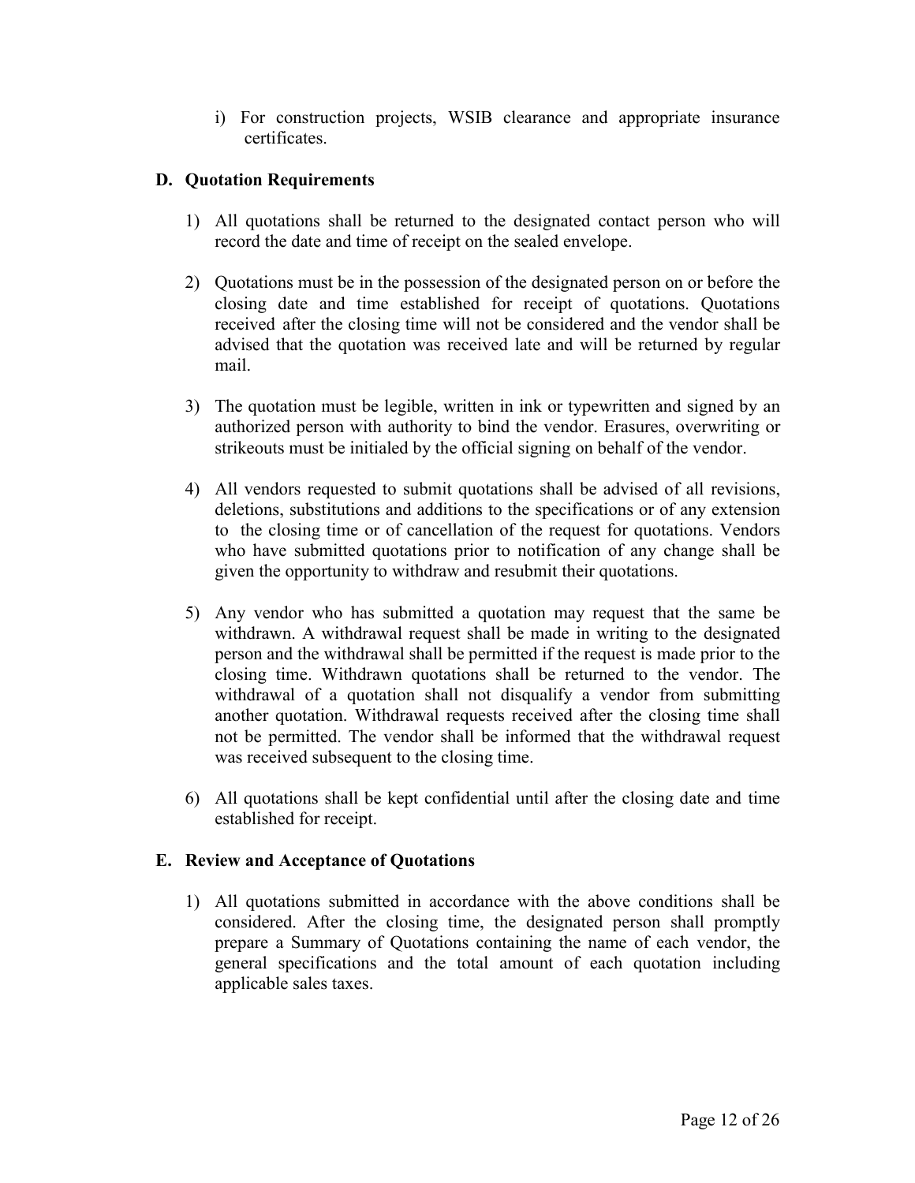i) For construction projects, WSIB clearance and appropriate insurance certificates.

### D. Quotation Requirements

1) All quotations shall be returned to the designated contact person who will record the date and time of receipt on the sealed envelope.

2) Quotations must be in the possession of the designated person on or before the closing date and time established for receipt of quotations. Quotations received after the closing time will not be considered and the vendor shall be advised that the quotation was received late and will be returned by regular mail.

3) The quotation must be legible, written in ink or typewritten and signed by an authorized person with authority to bind the vendor. Erasures, overwriting or strikeouts must be initialed by the official signing on behalf of the vendor.

4) All vendors requested to submit quotations shall be advised of all revisions, deletions, substitutions and additions to the specifications or of any extension to the closing time or of cancellation of the request for quotations. Vendors who have submitted quotations prior to notification of any change shall be given the opportunity to withdraw and resubmit their quotations.

5) Any vendor who has submitted a quotation may request that the same be withdrawn. A withdrawal request shall be made in writing to the designated person and the withdrawal shall be permitted if the request is made prior to the closing time. Withdrawn quotations shall be returned to the vendor. The withdrawal of a quotation shall not disqualify a vendor from submitting another quotation. Withdrawal requests received after the closing time shall not be permitted. The vendor shall be informed that the withdrawal request was received subsequent to the closing time.

6) All quotations shall be kept confidential until after the closing date and time established for receipt.

### E. Review and Acceptance of Quotations

1) All quotations submitted in accordance with the above conditions shall be considered. After the closing time, the designated person shall promptly prepare a Summary of Quotations containing the name of each vendor, the general specifications and the total amount of each quotation including applicable sales taxes.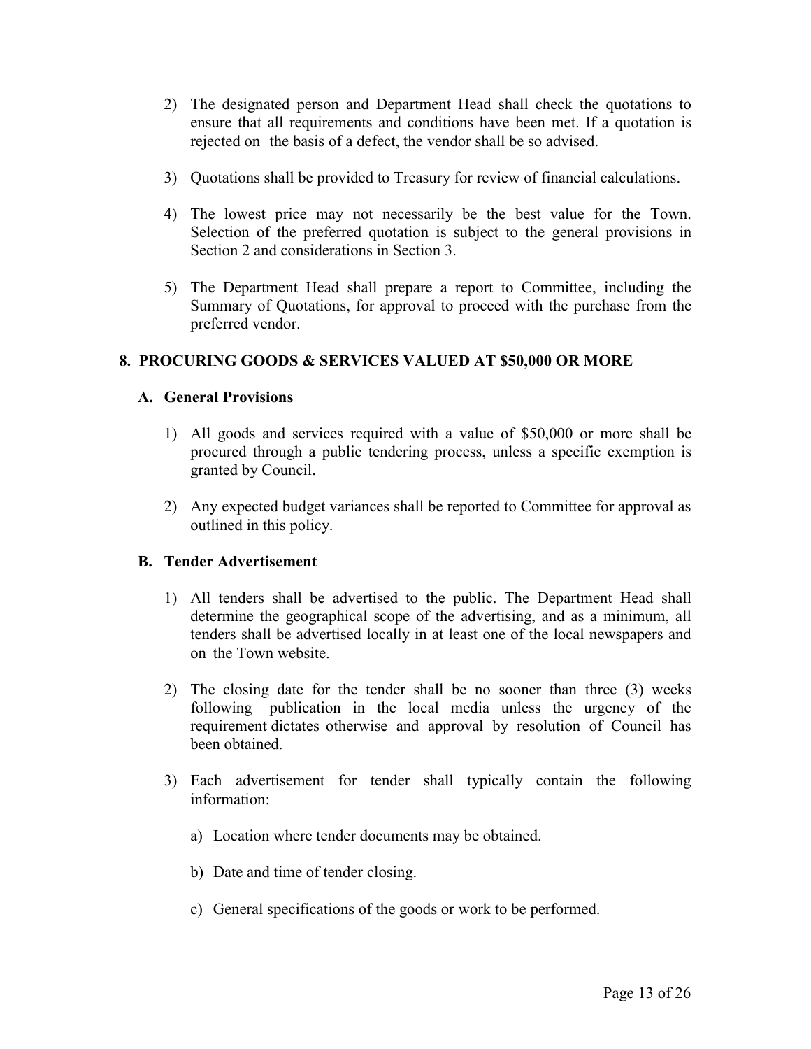2) The designated person and Department Head shall check the quotations to ensure that all requirements and conditions have been met. If a quotation is rejected on the basis of a defect, the vendor shall be so advised.

3) Quotations shall be provided to Treasury for review of financial calculations.

4) The lowest price may not necessarily be the best value for the Town. Selection of the preferred quotation is subject to the general provisions in Section 2 and considerations in Section 3.

5) The Department Head shall prepare a report to Committee, including the Summary of Quotations, for approval to proceed with the purchase from the preferred vendor.

## 8. PROCURING GOODS & SERVICES VALUED AT $50,000 OR MORE

### A. General Provisions

1) All goods and services required with a value of $50,000 or more shall be procured through a public tendering process, unless a specific exemption is granted by Council.

2) Any expected budget variances shall be reported to Committee for approval as outlined in this policy.

### B. Tender Advertisement

1) All tenders shall be advertised to the public. The Department Head shall determine the geographical scope of the advertising, and as a minimum, all tenders shall be advertised locally in at least one of the local newspapers and on the Town website.

2) The closing date for the tender shall be no sooner than three (3) weeks following publication in the local media unless the urgency of the requirement dictates otherwise and approval by resolution of Council has been obtained.

3) Each advertisement for tender shall typically contain the following information:

   a) Location where tender documents may be obtained.

   b) Date and time of tender closing.

   c) General specifications of the goods or work to be performed.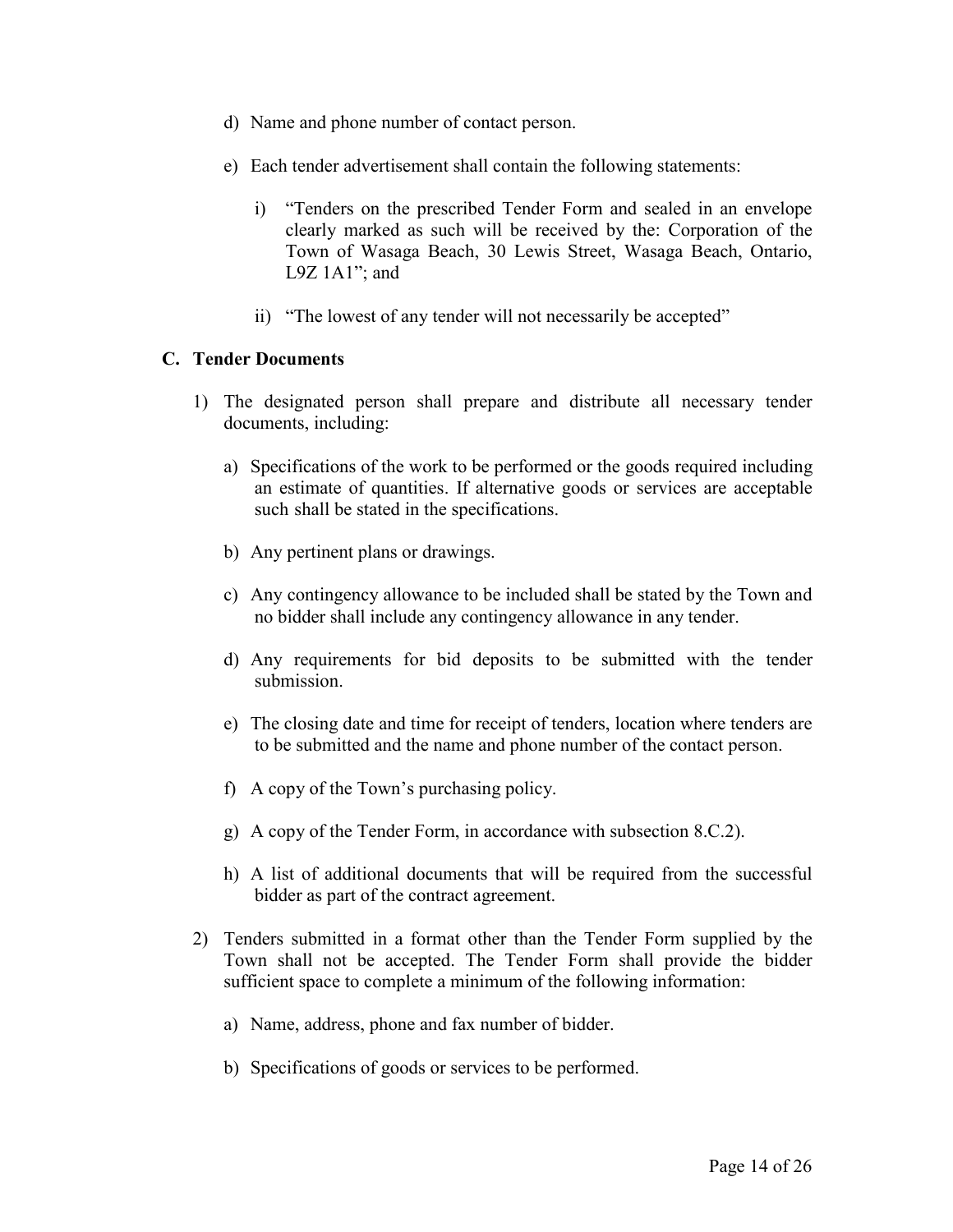d) Name and phone number of contact person.

e) Each tender advertisement shall contain the following statements:

   i) "Tenders on the prescribed Tender Form and sealed in an envelope clearly marked as such will be received by the: Corporation of the Town of Wasaga Beach, 30 Lewis Street, Wasaga Beach, Ontario, L9Z 1A1"; and

   ii) "The lowest of any tender will not necessarily be accepted"

### C. Tender Documents

1) The designated person shall prepare and distribute all necessary tender documents, including:

   a) Specifications of the work to be performed or the goods required including an estimate of quantities. If alternative goods or services are acceptable such shall be stated in the specifications.

   b) Any pertinent plans or drawings.

   c) Any contingency allowance to be included shall be stated by the Town and no bidder shall include any contingency allowance in any tender.

   d) Any requirements for bid deposits to be submitted with the tender submission.

   e) The closing date and time for receipt of tenders, location where tenders are to be submitted and the name and phone number of the contact person.

   f) A copy of the Town's purchasing policy.

   g) A copy of the Tender Form, in accordance with subsection 8.C.2).

   h) A list of additional documents that will be required from the successful bidder as part of the contract agreement.

2) Tenders submitted in a format other than the Tender Form supplied by the Town shall not be accepted. The Tender Form shall provide the bidder sufficient space to complete a minimum of the following information:

   a) Name, address, phone and fax number of bidder.

   b) Specifications of goods or services to be performed.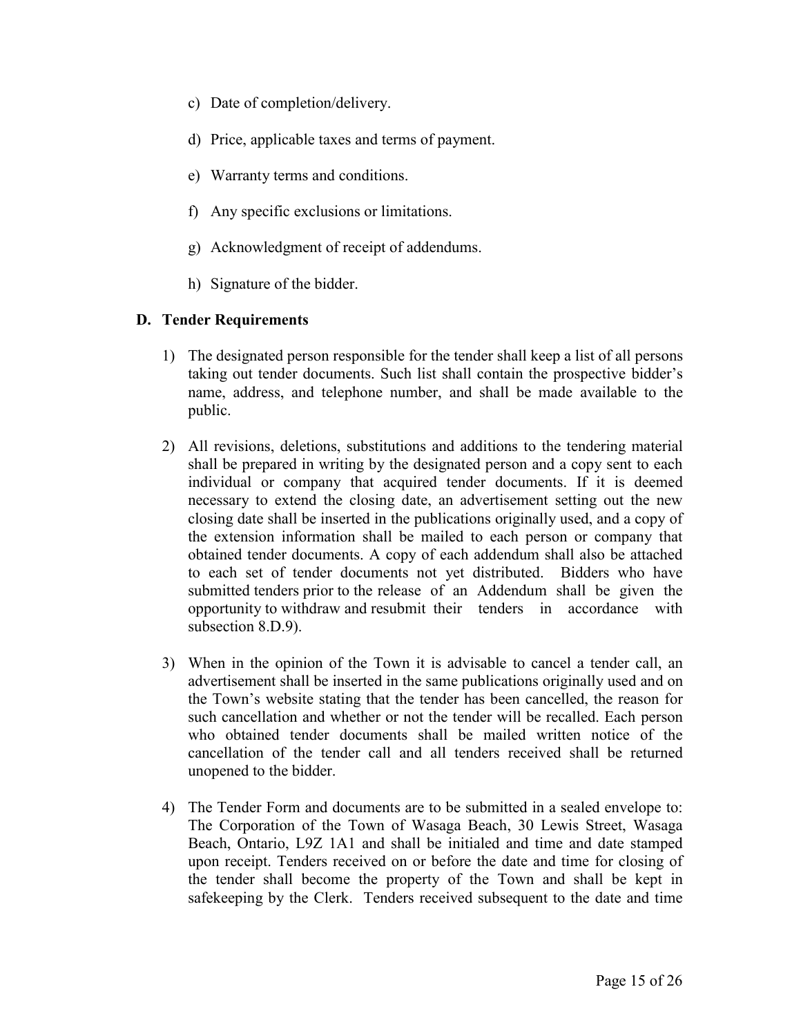c) Date of completion/delivery.

d) Price, applicable taxes and terms of payment.

e) Warranty terms and conditions.

f) Any specific exclusions or limitations.

g) Acknowledgment of receipt of addendums.

h) Signature of the bidder.

### D. Tender Requirements

1) The designated person responsible for the tender shall keep a list of all persons taking out tender documents. Such list shall contain the prospective bidder's name, address, and telephone number, and shall be made available to the public.

2) All revisions, deletions, substitutions and additions to the tendering material shall be prepared in writing by the designated person and a copy sent to each individual or company that acquired tender documents. If it is deemed necessary to extend the closing date, an advertisement setting out the new closing date shall be inserted in the publications originally used, and a copy of the extension information shall be mailed to each person or company that obtained tender documents. A copy of each addendum shall also be attached to each set of tender documents not yet distributed. Bidders who have submitted tenders prior to the release of an Addendum shall be given the opportunity to withdraw and resubmit their tenders in accordance with subsection 8.D.9).

3) When in the opinion of the Town it is advisable to cancel a tender call, an advertisement shall be inserted in the same publications originally used and on the Town's website stating that the tender has been cancelled, the reason for such cancellation and whether or not the tender will be recalled. Each person who obtained tender documents shall be mailed written notice of the cancellation of the tender call and all tenders received shall be returned unopened to the bidder.

4) The Tender Form and documents are to be submitted in a sealed envelope to: The Corporation of the Town of Wasaga Beach, 30 Lewis Street, Wasaga Beach, Ontario, L9Z 1A1 and shall be initialed and time and date stamped upon receipt. Tenders received on or before the date and time for closing of the tender shall become the property of the Town and shall be kept in safekeeping by the Clerk. Tenders received subsequent to the date and time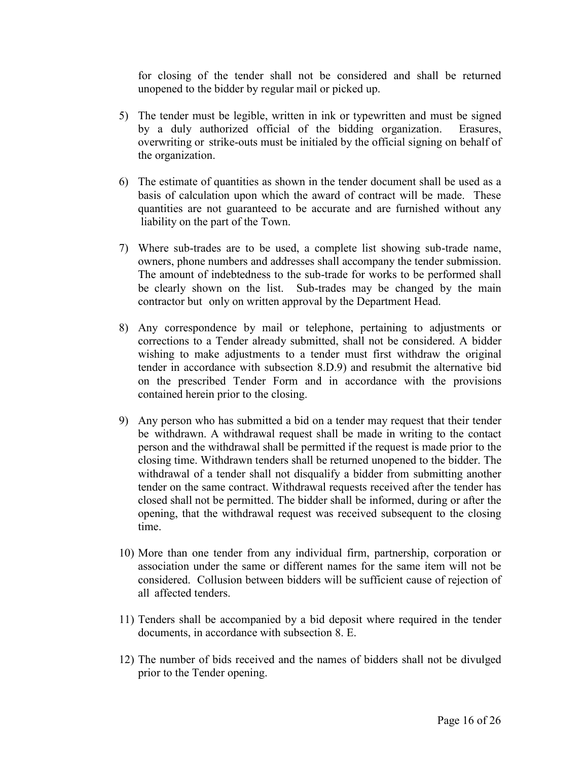for closing of the tender shall not be considered and shall be returned unopened to the bidder by regular mail or picked up.

5) The tender must be legible, written in ink or typewritten and must be signed by a duly authorized official of the bidding organization. Erasures, overwriting or strike-outs must be initialed by the official signing on behalf of the organization.

6) The estimate of quantities as shown in the tender document shall be used as a basis of calculation upon which the award of contract will be made. These quantities are not guaranteed to be accurate and are furnished without any liability on the part of the Town.

7) Where sub-trades are to be used, a complete list showing sub-trade name, owners, phone numbers and addresses shall accompany the tender submission. The amount of indebtedness to the sub-trade for works to be performed shall be clearly shown on the list. Sub-trades may be changed by the main contractor but only on written approval by the Department Head.

8) Any correspondence by mail or telephone, pertaining to adjustments or corrections to a Tender already submitted, shall not be considered. A bidder wishing to make adjustments to a tender must first withdraw the original tender in accordance with subsection 8.D.9) and resubmit the alternative bid on the prescribed Tender Form and in accordance with the provisions contained herein prior to the closing.

9) Any person who has submitted a bid on a tender may request that their tender be withdrawn. A withdrawal request shall be made in writing to the contact person and the withdrawal shall be permitted if the request is made prior to the closing time. Withdrawn tenders shall be returned unopened to the bidder. The withdrawal of a tender shall not disqualify a bidder from submitting another tender on the same contract. Withdrawal requests received after the tender has closed shall not be permitted. The bidder shall be informed, during or after the opening, that the withdrawal request was received subsequent to the closing time.

10) More than one tender from any individual firm, partnership, corporation or association under the same or different names for the same item will not be considered. Collusion between bidders will be sufficient cause of rejection of all affected tenders.

11) Tenders shall be accompanied by a bid deposit where required in the tender documents, in accordance with subsection 8. E.

12) The number of bids received and the names of bidders shall not be divulged prior to the Tender opening.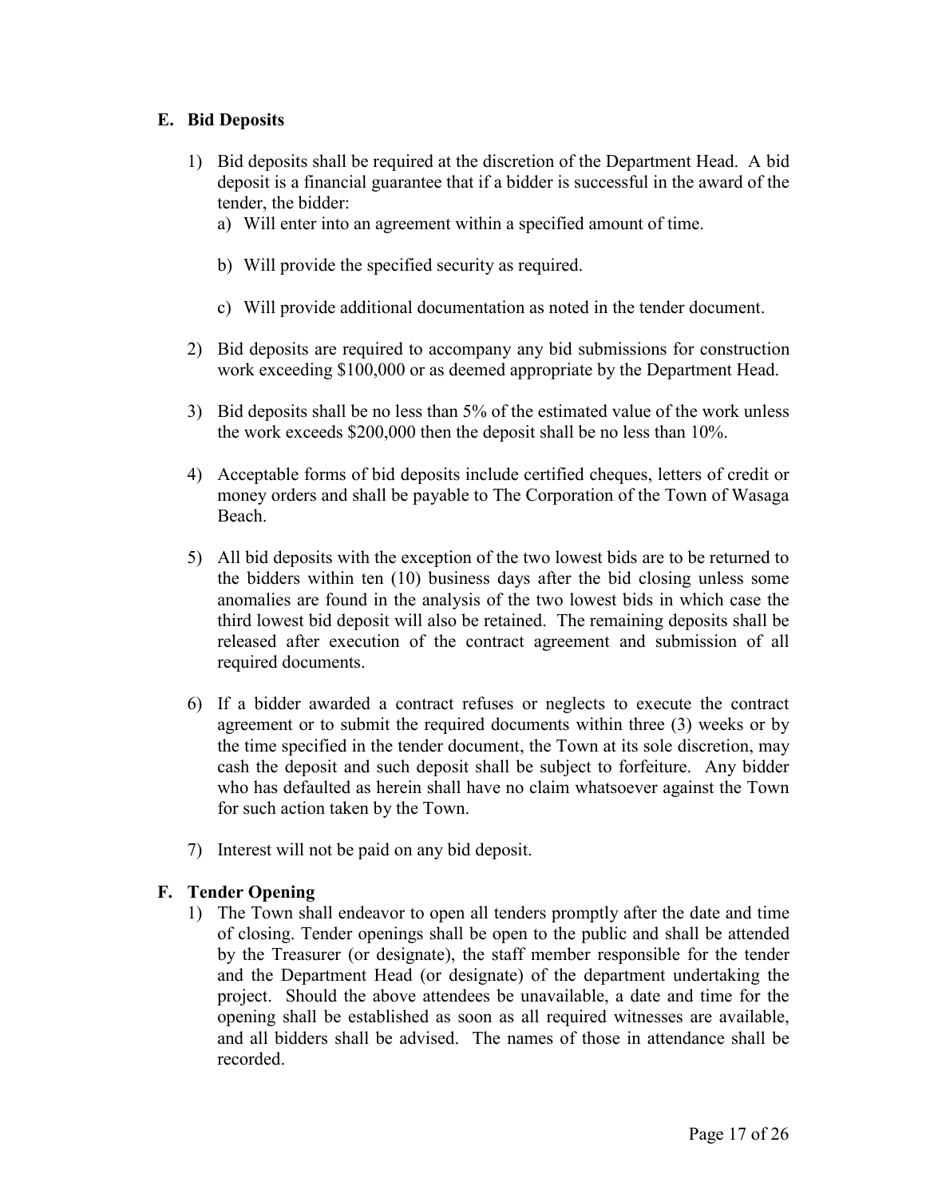## E. Bid Deposits

1) Bid deposits shall be required at the discretion of the Department Head. A bid deposit is a financial guarantee that if a bidder is successful in the award of the tender, the bidder:
   a) Will enter into an agreement within a specified amount of time.
   b) Will provide the specified security as required.
   c) Will provide additional documentation as noted in the tender document.

2) Bid deposits are required to accompany any bid submissions for construction work exceeding $100,000 or as deemed appropriate by the Department Head.

3) Bid deposits shall be no less than 5% of the estimated value of the work unless the work exceeds $200,000 then the deposit shall be no less than 10%.

4) Acceptable forms of bid deposits include certified cheques, letters of credit or money orders and shall be payable to The Corporation of the Town of Wasaga Beach.

5) All bid deposits with the exception of the two lowest bids are to be returned to the bidders within ten (10) business days after the bid closing unless some anomalies are found in the analysis of the two lowest bids in which case the third lowest bid deposit will also be retained. The remaining deposits shall be released after execution of the contract agreement and submission of all required documents.

6) If a bidder awarded a contract refuses or neglects to execute the contract agreement or to submit the required documents within three (3) weeks or by the time specified in the tender document, the Town at its sole discretion, may cash the deposit and such deposit shall be subject to forfeiture. Any bidder who has defaulted as herein shall have no claim whatsoever against the Town for such action taken by the Town.

7) Interest will not be paid on any bid deposit.

## F. Tender Opening

1) The Town shall endeavor to open all tenders promptly after the date and time of closing. Tender openings shall be open to the public and shall be attended by the Treasurer (or designate), the staff member responsible for the tender and the Department Head (or designate) of the department undertaking the project. Should the above attendees be unavailable, a date and time for the opening shall be established as soon as all required witnesses are available, and all bidders shall be advised. The names of those in attendance shall be recorded.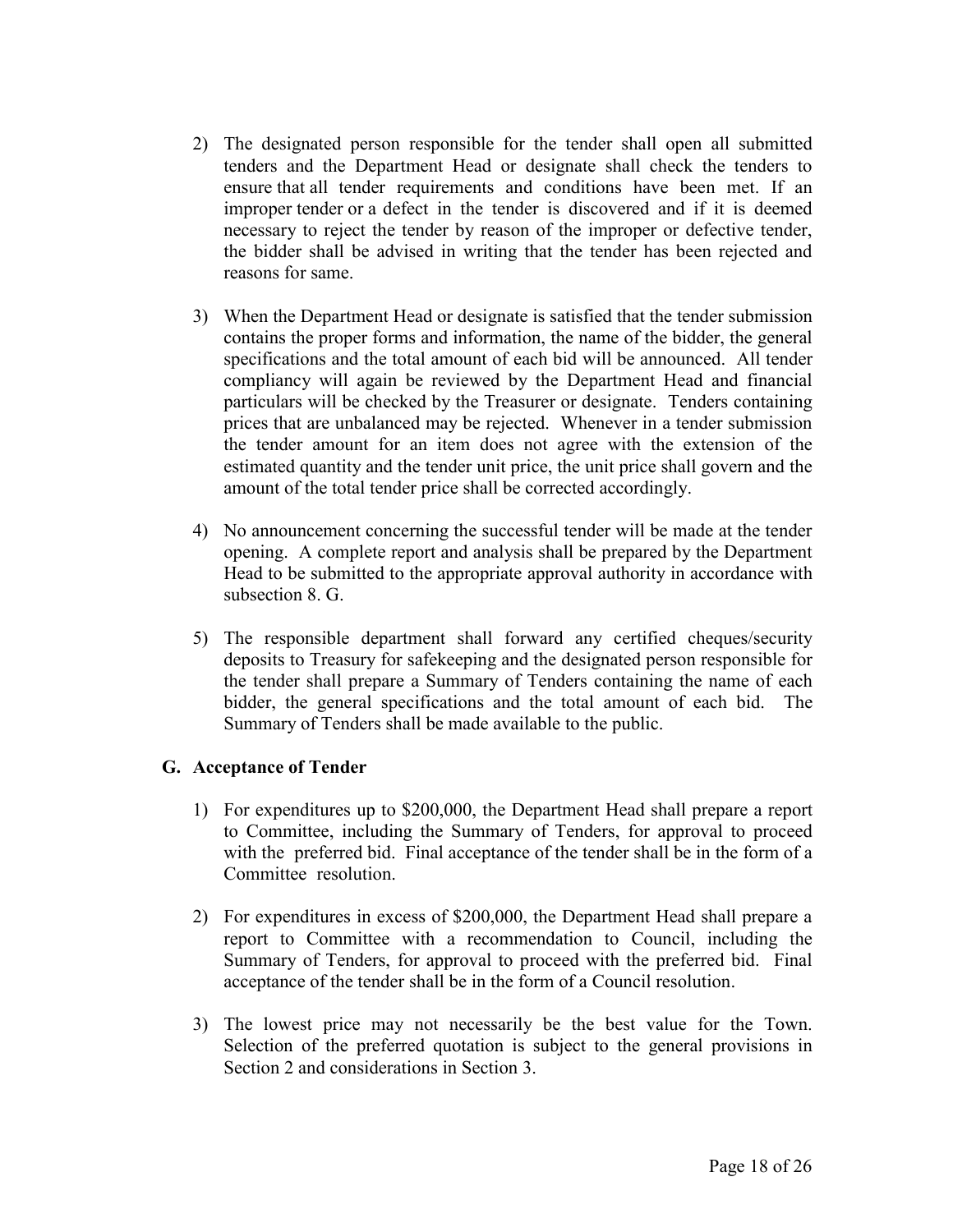2) The designated person responsible for the tender shall open all submitted tenders and the Department Head or designate shall check the tenders to ensure that all tender requirements and conditions have been met. If an improper tender or a defect in the tender is discovered and if it is deemed necessary to reject the tender by reason of the improper or defective tender, the bidder shall be advised in writing that the tender has been rejected and reasons for same.

3) When the Department Head or designate is satisfied that the tender submission contains the proper forms and information, the name of the bidder, the general specifications and the total amount of each bid will be announced. All tender compliancy will again be reviewed by the Department Head and financial particulars will be checked by the Treasurer or designate. Tenders containing prices that are unbalanced may be rejected. Whenever in a tender submission the tender amount for an item does not agree with the extension of the estimated quantity and the tender unit price, the unit price shall govern and the amount of the total tender price shall be corrected accordingly.

4) No announcement concerning the successful tender will be made at the tender opening. A complete report and analysis shall be prepared by the Department Head to be submitted to the appropriate approval authority in accordance with subsection 8. G.

5) The responsible department shall forward any certified cheques/security deposits to Treasury for safekeeping and the designated person responsible for the tender shall prepare a Summary of Tenders containing the name of each bidder, the general specifications and the total amount of each bid. The Summary of Tenders shall be made available to the public.

### G. Acceptance of Tender

1) For expenditures up to $200,000, the Department Head shall prepare a report to Committee, including the Summary of Tenders, for approval to proceed with the preferred bid. Final acceptance of the tender shall be in the form of a Committee resolution.

2) For expenditures in excess of $200,000, the Department Head shall prepare a report to Committee with a recommendation to Council, including the Summary of Tenders, for approval to proceed with the preferred bid. Final acceptance of the tender shall be in the form of a Council resolution.

3) The lowest price may not necessarily be the best value for the Town. Selection of the preferred quotation is subject to the general provisions in Section 2 and considerations in Section 3.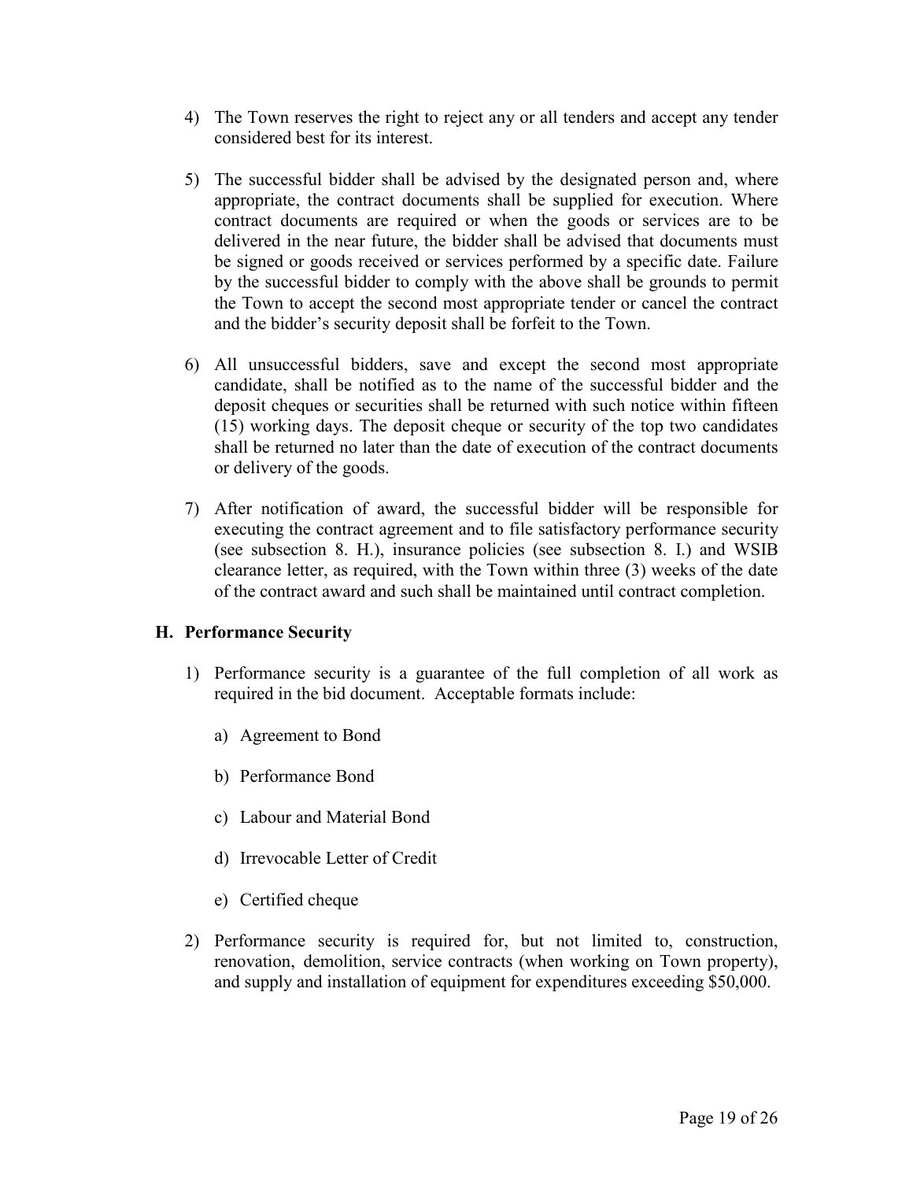4) The Town reserves the right to reject any or all tenders and accept any tender considered best for its interest.

5) The successful bidder shall be advised by the designated person and, where appropriate, the contract documents shall be supplied for execution. Where contract documents are required or when the goods or services are to be delivered in the near future, the bidder shall be advised that documents must be signed or goods received or services performed by a specific date. Failure by the successful bidder to comply with the above shall be grounds to permit the Town to accept the second most appropriate tender or cancel the contract and the bidder's security deposit shall be forfeit to the Town.

6) All unsuccessful bidders, save and except the second most appropriate candidate, shall be notified as to the name of the successful bidder and the deposit cheques or securities shall be returned with such notice within fifteen (15) working days. The deposit cheque or security of the top two candidates shall be returned no later than the date of execution of the contract documents or delivery of the goods.

7) After notification of award, the successful bidder will be responsible for executing the contract agreement and to file satisfactory performance security (see subsection 8. H.), insurance policies (see subsection 8. I.) and WSIB clearance letter, as required, with the Town within three (3) weeks of the date of the contract award and such shall be maintained until contract completion.

### H. Performance Security

1) Performance security is a guarantee of the full completion of all work as required in the bid document. Acceptable formats include:

   a) Agreement to Bond

   b) Performance Bond

   c) Labour and Material Bond

   d) Irrevocable Letter of Credit

   e) Certified cheque

2) Performance security is required for, but not limited to, construction, renovation, demolition, service contracts (when working on Town property), and supply and installation of equipment for expenditures exceeding $50,000.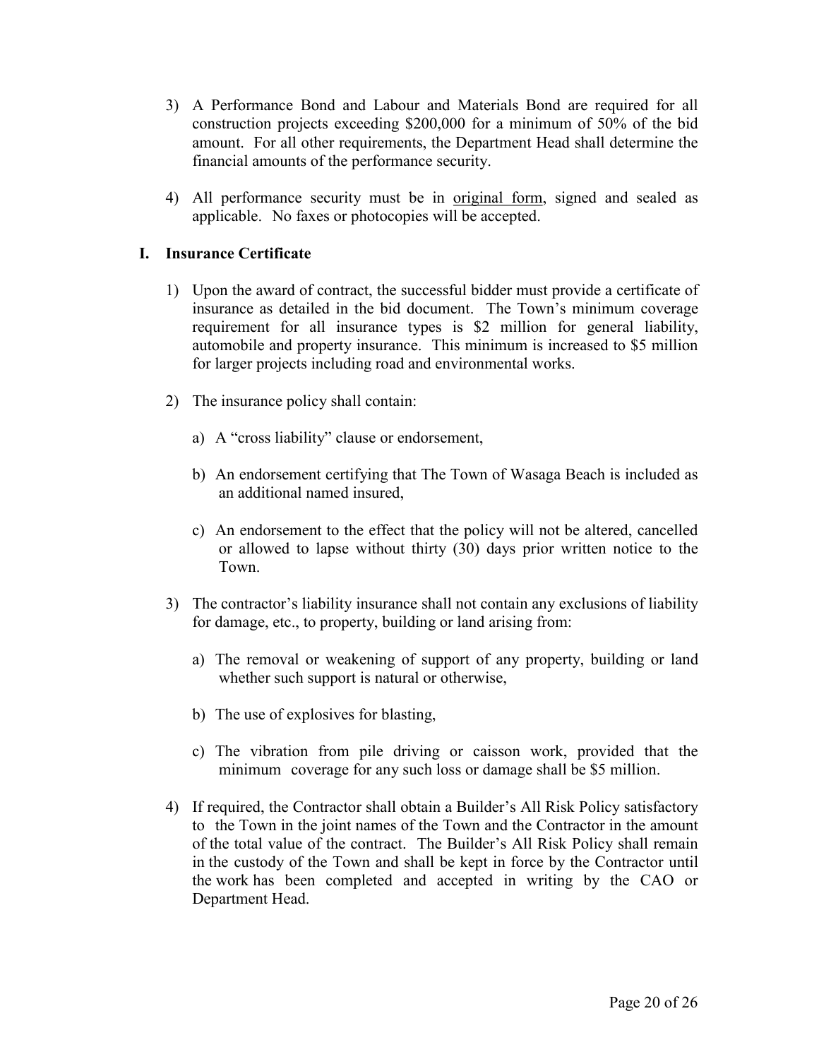3) A Performance Bond and Labour and Materials Bond are required for all construction projects exceeding $200,000 for a minimum of 50% of the bid amount. For all other requirements, the Department Head shall determine the financial amounts of the performance security.

4) All performance security must be in <u>original form</u>, signed and sealed as applicable. No faxes or photocopies will be accepted.

## I. Insurance Certificate

1) Upon the award of contract, the successful bidder must provide a certificate of insurance as detailed in the bid document. The Town's minimum coverage requirement for all insurance types is $2 million for general liability, automobile and property insurance. This minimum is increased to $5 million for larger projects including road and environmental works.

2) The insurance policy shall contain:

   a) A "cross liability" clause or endorsement,

   b) An endorsement certifying that The Town of Wasaga Beach is included as an additional named insured,

   c) An endorsement to the effect that the policy will not be altered, cancelled or allowed to lapse without thirty (30) days prior written notice to the Town.

3) The contractor's liability insurance shall not contain any exclusions of liability for damage, etc., to property, building or land arising from:

   a) The removal or weakening of support of any property, building or land whether such support is natural or otherwise,

   b) The use of explosives for blasting,

   c) The vibration from pile driving or caisson work, provided that the minimum coverage for any such loss or damage shall be $5 million.

4) If required, the Contractor shall obtain a Builder's All Risk Policy satisfactory to the Town in the joint names of the Town and the Contractor in the amount of the total value of the contract. The Builder's All Risk Policy shall remain in the custody of the Town and shall be kept in force by the Contractor until the work has been completed and accepted in writing by the CAO or Department Head.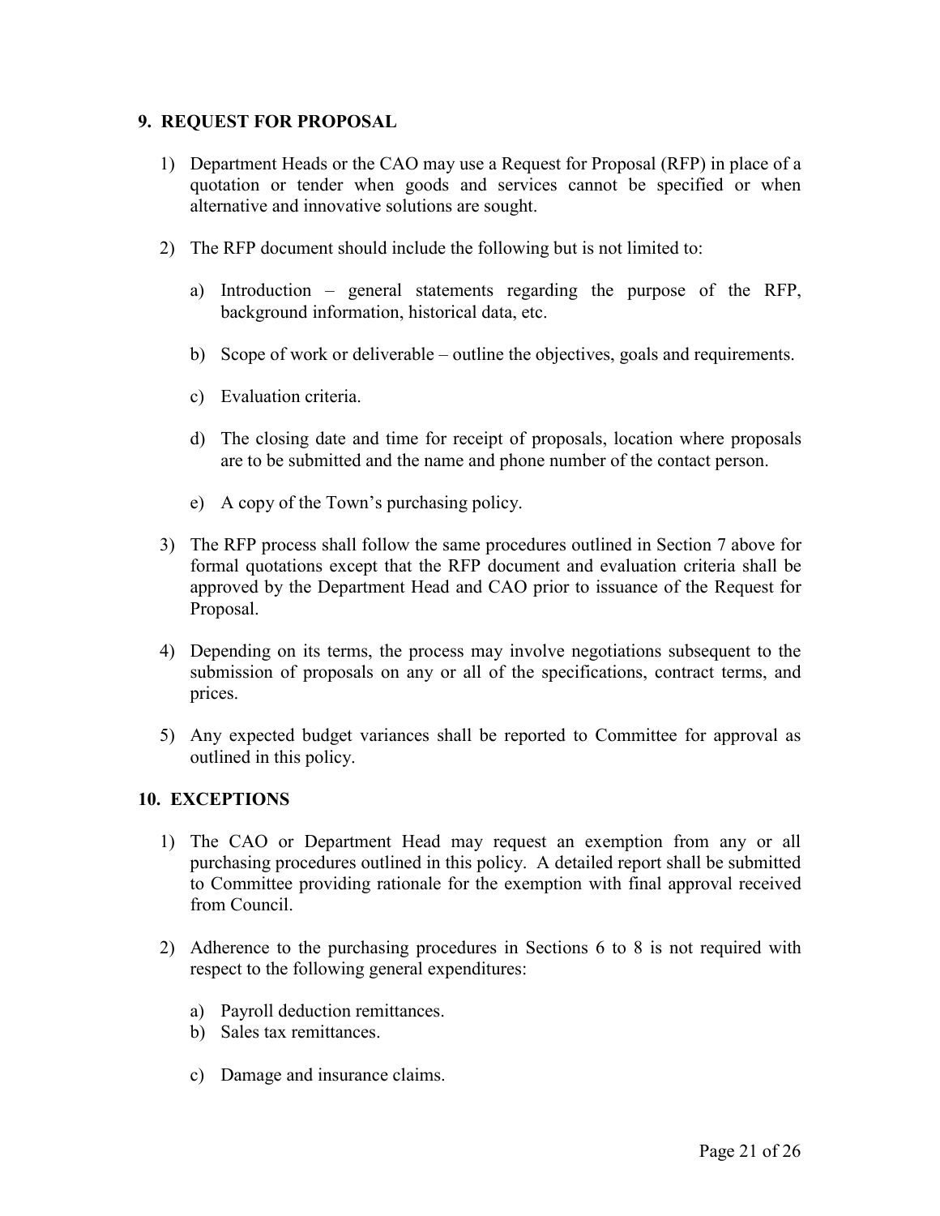## 9. REQUEST FOR PROPOSAL

1) Department Heads or the CAO may use a Request for Proposal (RFP) in place of a quotation or tender when goods and services cannot be specified or when alternative and innovative solutions are sought.

2) The RFP document should include the following but is not limited to:

   a) Introduction – general statements regarding the purpose of the RFP, background information, historical data, etc.

   b) Scope of work or deliverable – outline the objectives, goals and requirements.

   c) Evaluation criteria.

   d) The closing date and time for receipt of proposals, location where proposals are to be submitted and the name and phone number of the contact person.

   e) A copy of the Town's purchasing policy.

3) The RFP process shall follow the same procedures outlined in Section 7 above for formal quotations except that the RFP document and evaluation criteria shall be approved by the Department Head and CAO prior to issuance of the Request for Proposal.

4) Depending on its terms, the process may involve negotiations subsequent to the submission of proposals on any or all of the specifications, contract terms, and prices.

5) Any expected budget variances shall be reported to Committee for approval as outlined in this policy.

## 10. EXCEPTIONS

1) The CAO or Department Head may request an exemption from any or all purchasing procedures outlined in this policy. A detailed report shall be submitted to Committee providing rationale for the exemption with final approval received from Council.

2) Adherence to the purchasing procedures in Sections 6 to 8 is not required with respect to the following general expenditures:

   a) Payroll deduction remittances.
   b) Sales tax remittances.

   c) Damage and insurance claims.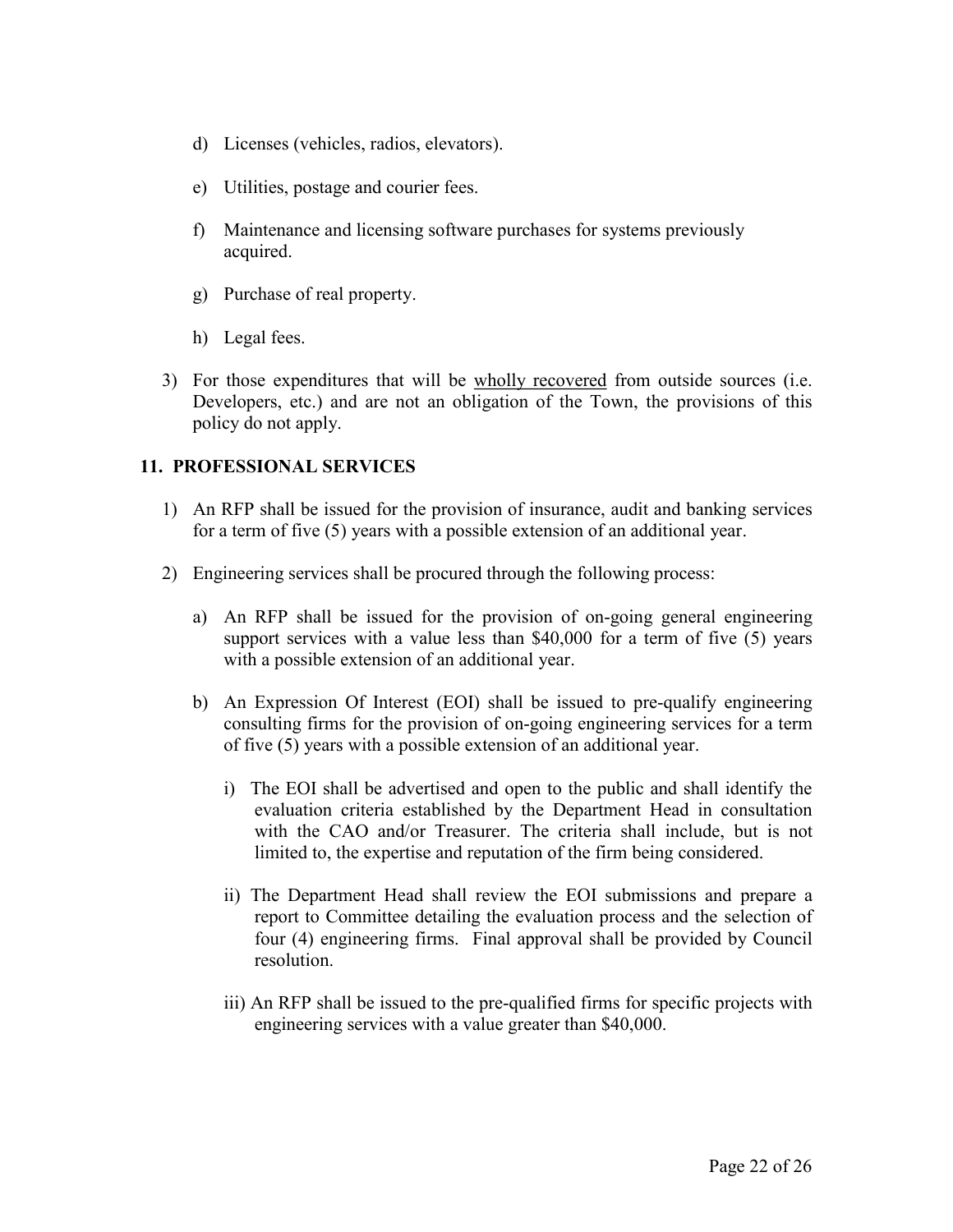d) Licenses (vehicles, radios, elevators).

e) Utilities, postage and courier fees.

f) Maintenance and licensing software purchases for systems previously acquired.

g) Purchase of real property.

h) Legal fees.

3) For those expenditures that will be <u>wholly recovered</u> from outside sources (i.e. Developers, etc.) and are not an obligation of the Town, the provisions of this policy do not apply.

## 11. PROFESSIONAL SERVICES

1) An RFP shall be issued for the provision of insurance, audit and banking services for a term of five (5) years with a possible extension of an additional year.

2) Engineering services shall be procured through the following process:

   a) An RFP shall be issued for the provision of on-going general engineering support services with a value less than $40,000 for a term of five (5) years with a possible extension of an additional year.

   b) An Expression Of Interest (EOI) shall be issued to pre-qualify engineering consulting firms for the provision of on-going engineering services for a term of five (5) years with a possible extension of an additional year.

      i) The EOI shall be advertised and open to the public and shall identify the evaluation criteria established by the Department Head in consultation with the CAO and/or Treasurer. The criteria shall include, but is not limited to, the expertise and reputation of the firm being considered.

      ii) The Department Head shall review the EOI submissions and prepare a report to Committee detailing the evaluation process and the selection of four (4) engineering firms. Final approval shall be provided by Council resolution.

      iii) An RFP shall be issued to the pre-qualified firms for specific projects with engineering services with a value greater than $40,000.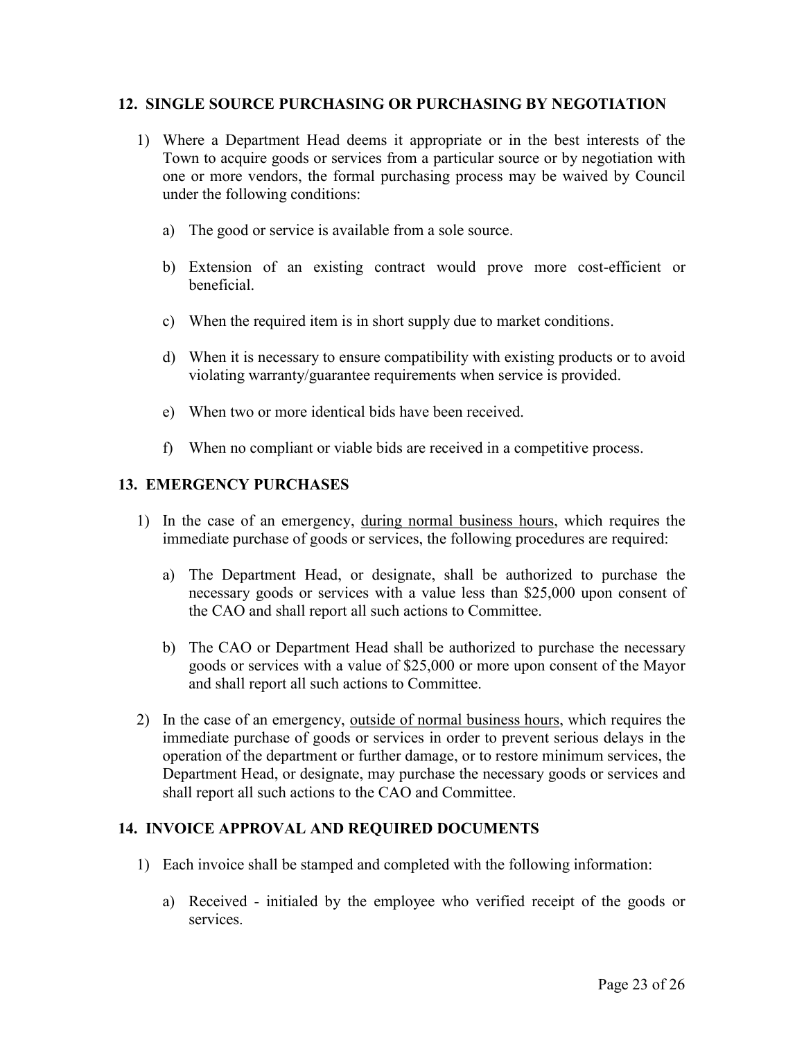## 12. SINGLE SOURCE PURCHASING OR PURCHASING BY NEGOTIATION

1) Where a Department Head deems it appropriate or in the best interests of the Town to acquire goods or services from a particular source or by negotiation with one or more vendors, the formal purchasing process may be waived by Council under the following conditions:

   a) The good or service is available from a sole source.

   b) Extension of an existing contract would prove more cost-efficient or beneficial.

   c) When the required item is in short supply due to market conditions.

   d) When it is necessary to ensure compatibility with existing products or to avoid violating warranty/guarantee requirements when service is provided.

   e) When two or more identical bids have been received.

   f) When no compliant or viable bids are received in a competitive process.

## 13. EMERGENCY PURCHASES

1) In the case of an emergency, <u>during normal business hours</u>, which requires the immediate purchase of goods or services, the following procedures are required:

   a) The Department Head, or designate, shall be authorized to purchase the necessary goods or services with a value less than $25,000 upon consent of the CAO and shall report all such actions to Committee.

   b) The CAO or Department Head shall be authorized to purchase the necessary goods or services with a value of $25,000 or more upon consent of the Mayor and shall report all such actions to Committee.

2) In the case of an emergency, <u>outside of normal business hours</u>, which requires the immediate purchase of goods or services in order to prevent serious delays in the operation of the department or further damage, or to restore minimum services, the Department Head, or designate, may purchase the necessary goods or services and shall report all such actions to the CAO and Committee.

## 14. INVOICE APPROVAL AND REQUIRED DOCUMENTS

1) Each invoice shall be stamped and completed with the following information:

   a) Received - initialed by the employee who verified receipt of the goods or services.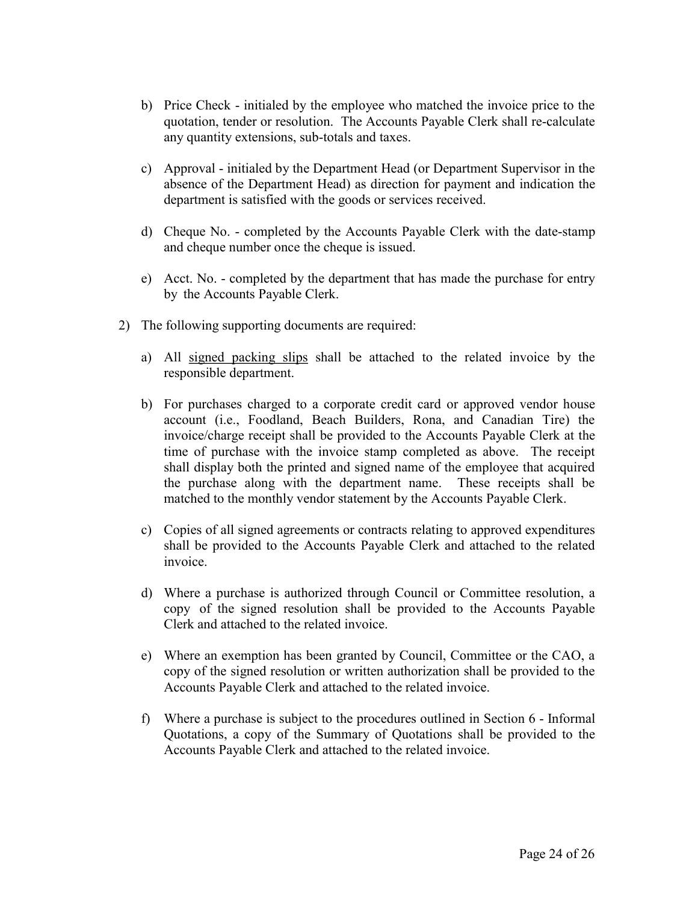b) Price Check - initialed by the employee who matched the invoice price to the quotation, tender or resolution. The Accounts Payable Clerk shall re-calculate any quantity extensions, sub-totals and taxes.

c) Approval - initialed by the Department Head (or Department Supervisor in the absence of the Department Head) as direction for payment and indication the department is satisfied with the goods or services received.

d) Cheque No. - completed by the Accounts Payable Clerk with the date-stamp and cheque number once the cheque is issued.

e) Acct. No. - completed by the department that has made the purchase for entry by the Accounts Payable Clerk.

2) The following supporting documents are required:

   a) All <u>signed packing slips</u> shall be attached to the related invoice by the responsible department.

   b) For purchases charged to a corporate credit card or approved vendor house account (i.e., Foodland, Beach Builders, Rona, and Canadian Tire) the invoice/charge receipt shall be provided to the Accounts Payable Clerk at the time of purchase with the invoice stamp completed as above. The receipt shall display both the printed and signed name of the employee that acquired the purchase along with the department name. These receipts shall be matched to the monthly vendor statement by the Accounts Payable Clerk.

   c) Copies of all signed agreements or contracts relating to approved expenditures shall be provided to the Accounts Payable Clerk and attached to the related invoice.

   d) Where a purchase is authorized through Council or Committee resolution, a copy of the signed resolution shall be provided to the Accounts Payable Clerk and attached to the related invoice.

   e) Where an exemption has been granted by Council, Committee or the CAO, a copy of the signed resolution or written authorization shall be provided to the Accounts Payable Clerk and attached to the related invoice.

   f) Where a purchase is subject to the procedures outlined in Section 6 - Informal Quotations, a copy of the Summary of Quotations shall be provided to the Accounts Payable Clerk and attached to the related invoice.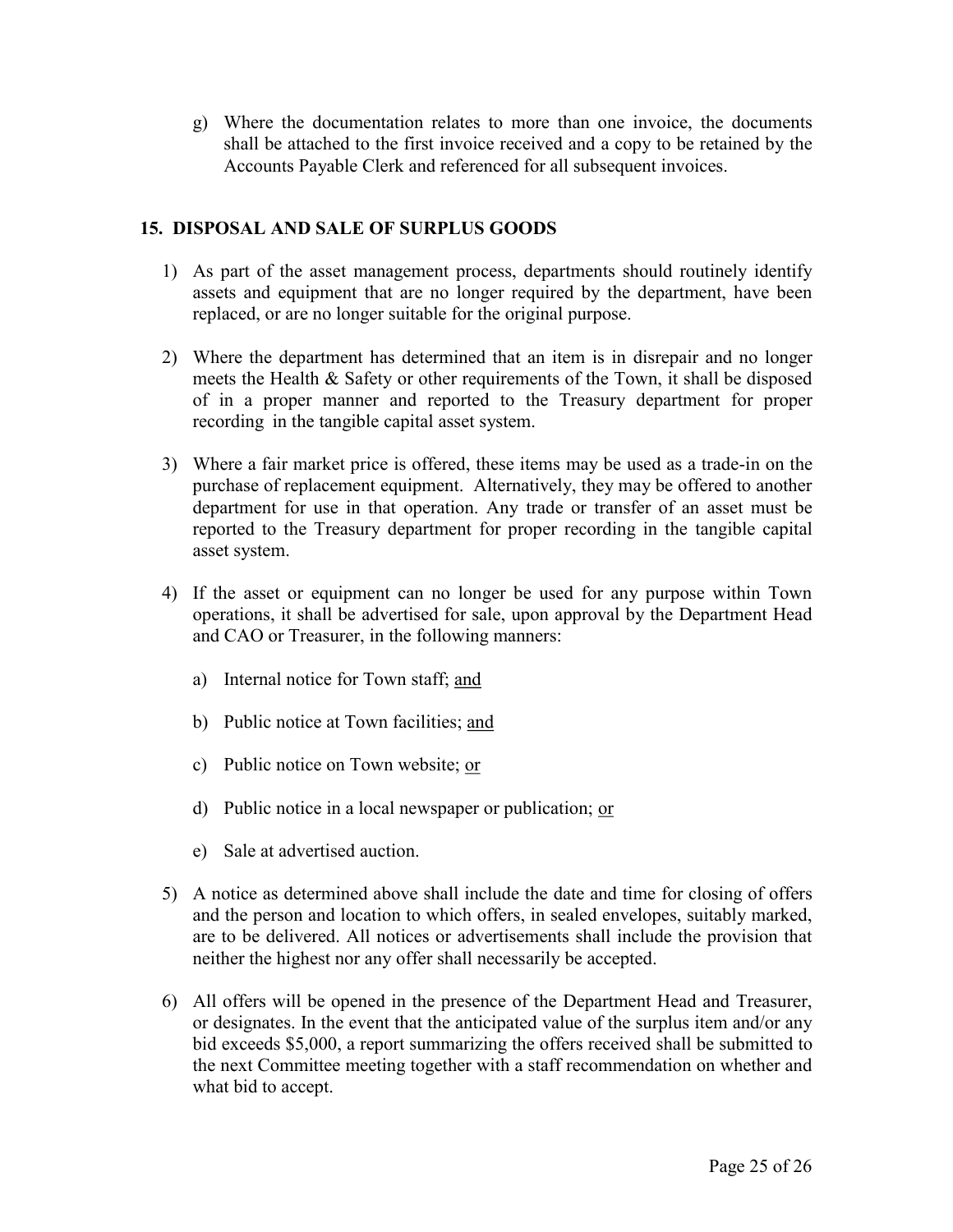g) Where the documentation relates to more than one invoice, the documents shall be attached to the first invoice received and a copy to be retained by the Accounts Payable Clerk and referenced for all subsequent invoices.

## 15. DISPOSAL AND SALE OF SURPLUS GOODS

1) As part of the asset management process, departments should routinely identify assets and equipment that are no longer required by the department, have been replaced, or are no longer suitable for the original purpose.

2) Where the department has determined that an item is in disrepair and no longer meets the Health & Safety or other requirements of the Town, it shall be disposed of in a proper manner and reported to the Treasury department for proper recording in the tangible capital asset system.

3) Where a fair market price is offered, these items may be used as a trade-in on the purchase of replacement equipment. Alternatively, they may be offered to another department for use in that operation. Any trade or transfer of an asset must be reported to the Treasury department for proper recording in the tangible capital asset system.

4) If the asset or equipment can no longer be used for any purpose within Town operations, it shall be advertised for sale, upon approval by the Department Head and CAO or Treasurer, in the following manners:

   a) Internal notice for Town staff; <u>and</u>

   b) Public notice at Town facilities; <u>and</u>

   c) Public notice on Town website; <u>or</u>

   d) Public notice in a local newspaper or publication; <u>or</u>

   e) Sale at advertised auction.

5) A notice as determined above shall include the date and time for closing of offers and the person and location to which offers, in sealed envelopes, suitably marked, are to be delivered. All notices or advertisements shall include the provision that neither the highest nor any offer shall necessarily be accepted.

6) All offers will be opened in the presence of the Department Head and Treasurer, or designates. In the event that the anticipated value of the surplus item and/or any bid exceeds $5,000, a report summarizing the offers received shall be submitted to the next Committee meeting together with a staff recommendation on whether and what bid to accept.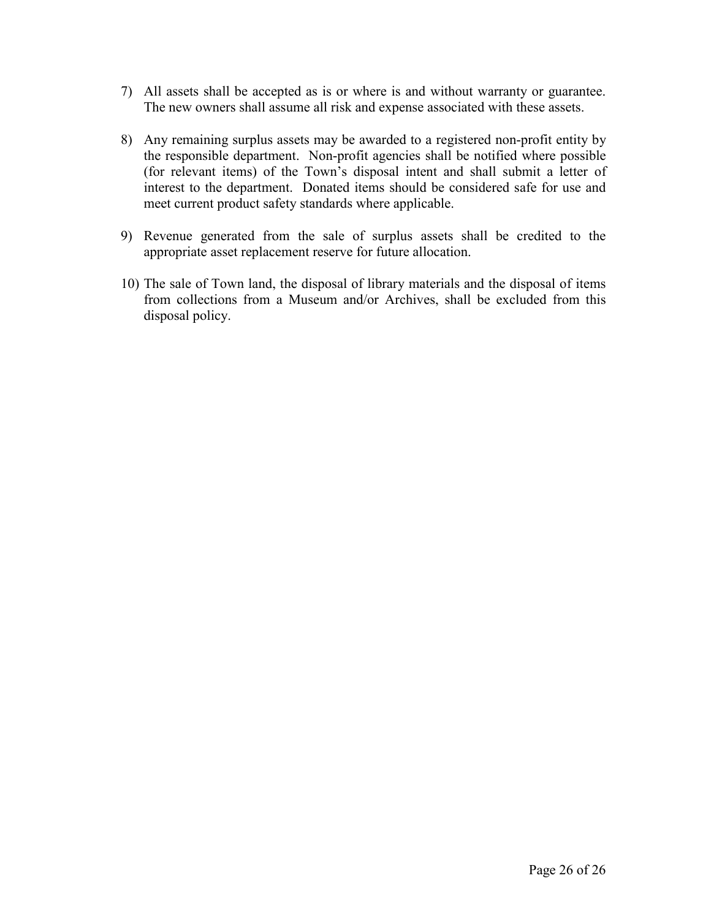7) All assets shall be accepted as is or where is and without warranty or guarantee. The new owners shall assume all risk and expense associated with these assets.

8) Any remaining surplus assets may be awarded to a registered non-profit entity by the responsible department. Non-profit agencies shall be notified where possible (for relevant items) of the Town's disposal intent and shall submit a letter of interest to the department. Donated items should be considered safe for use and meet current product safety standards where applicable.

9) Revenue generated from the sale of surplus assets shall be credited to the appropriate asset replacement reserve for future allocation.

10) The sale of Town land, the disposal of library materials and the disposal of items from collections from a Museum and/or Archives, shall be excluded from this disposal policy.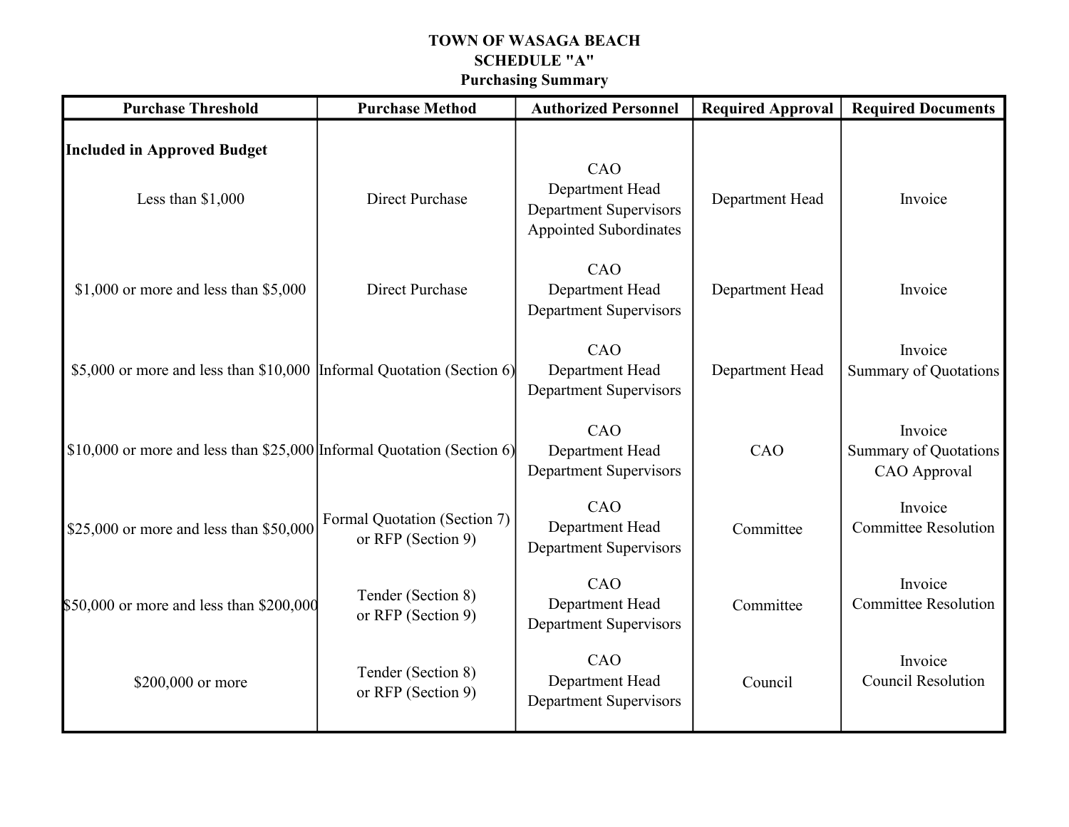# TOWN OF WASAGA BEACH
## SCHEDULE "A"
### Purchasing Summary

| Purchase Threshold | Purchase Method | Authorized Personnel | Required Approval | Required Documents |
|---|---|---|---|---|
| **Included in Approved Budget** | | | | |
| Less than $1,000 | Direct Purchase | CAO<br>Department Head<br>Department Supervisors<br>Appointed Subordinates | Department Head | Invoice |
| $1,000 or more and less than $5,000 | Direct Purchase | CAO<br>Department Head<br>Department Supervisors | Department Head | Invoice |
| $5,000 or more and less than $10,000 | Informal Quotation (Section 6) | CAO<br>Department Head<br>Department Supervisors | Department Head | Invoice<br>Summary of Quotations |
| $10,000 or more and less than $25,000 | Informal Quotation (Section 6) | CAO<br>Department Head<br>Department Supervisors | CAO | Invoice<br>Summary of Quotations<br>CAO Approval |
| $25,000 or more and less than $50,000 | Formal Quotation (Section 7)<br>or RFP (Section 9) | CAO<br>Department Head<br>Department Supervisors | Committee | Invoice<br>Committee Resolution |
| $50,000 or more and less than $200,000 | Tender (Section 8)<br>or RFP (Section 9) | CAO<br>Department Head<br>Department Supervisors | Committee | Invoice<br>Committee Resolution |
| $200,000 or more | Tender (Section 8)<br>or RFP (Section 9) | CAO<br>Department Head<br>Department Supervisors | Council | Invoice<br>Council Resolution |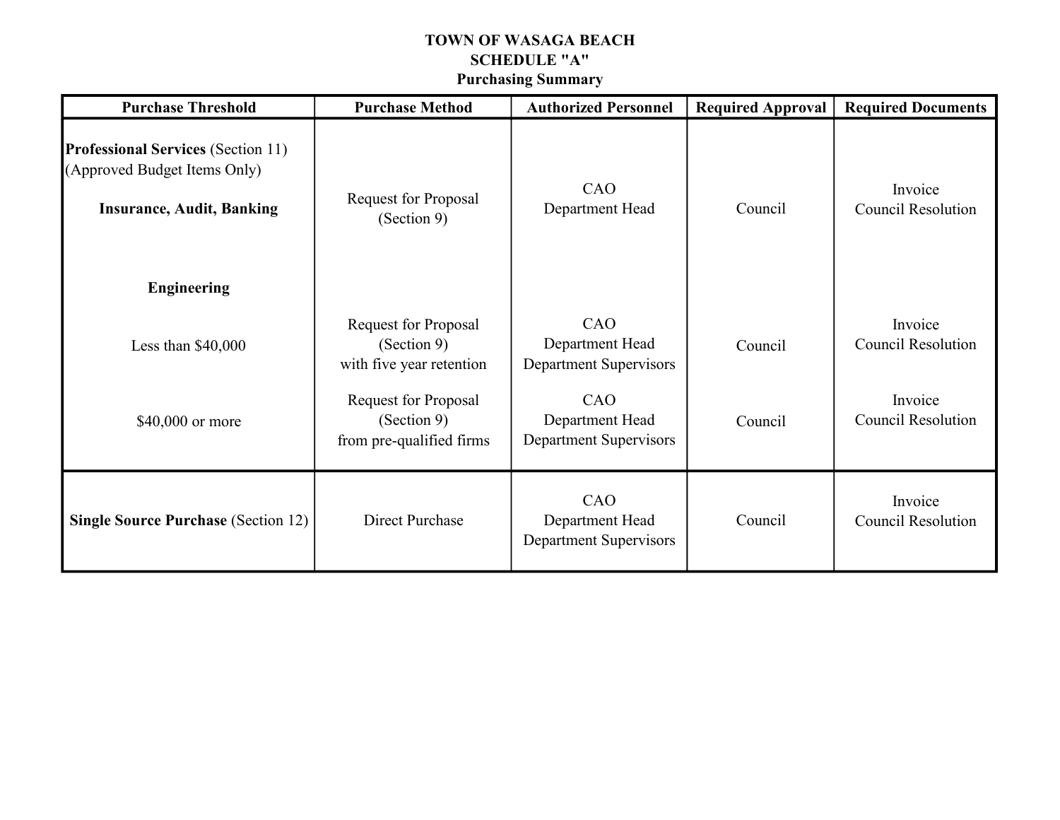**TOWN OF WASAGA BEACH**
**SCHEDULE "A"**
**Purchasing Summary**

| Purchase Threshold | Purchase Method | Authorized Personnel | Required Approval | Required Documents |
|---|---|---|---|---|
| **Professional Services** (Section 11) (Approved Budget Items Only) | | | | |
| **Insurance, Audit, Banking** | Request for Proposal (Section 9) | CAO<br>Department Head | Council | Invoice<br>Council Resolution |
| **Engineering** | | | | |
| Less than $40,000 | Request for Proposal (Section 9) with five year retention | CAO<br>Department Head<br>Department Supervisors | Council | Invoice<br>Council Resolution |
| $40,000 or more | Request for Proposal (Section 9) from pre-qualified firms | CAO<br>Department Head<br>Department Supervisors | Council | Invoice<br>Council Resolution |
| **Single Source Purchase** (Section 12) | Direct Purchase | CAO<br>Department Head<br>Department Supervisors | Council | Invoice<br>Council Resolution |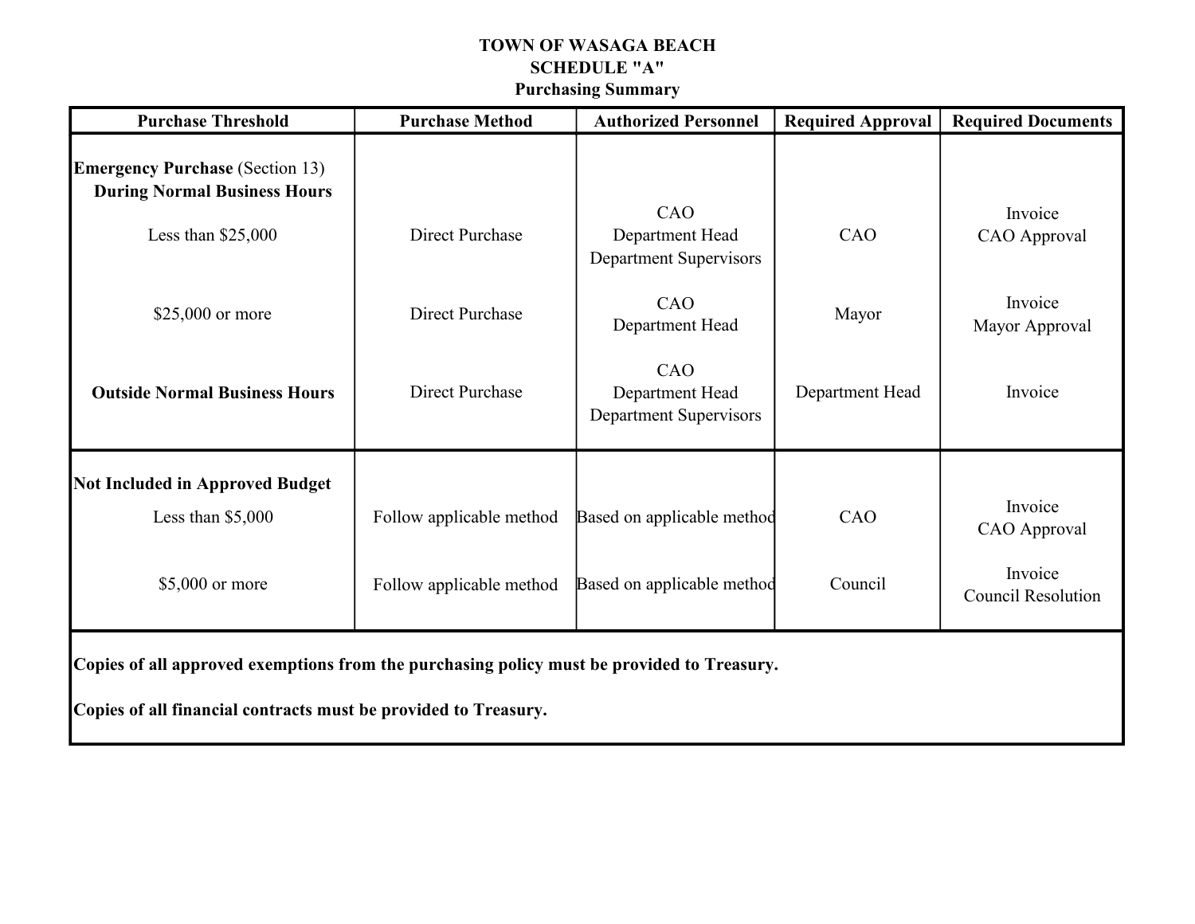# TOWN OF WASAGA BEACH
## SCHEDULE "A"
### Purchasing Summary

| Purchase Threshold | Purchase Method | Authorized Personnel | Required Approval | Required Documents |
|---|---|---|---|---|
| **Emergency Purchase** (Section 13) **During Normal Business Hours** | | | | |
| Less than $25,000 | Direct Purchase | CAO<br>Department Head<br>Department Supervisors | CAO | Invoice<br>CAO Approval |
| $25,000 or more | Direct Purchase | CAO<br>Department Head | Mayor | Invoice<br>Mayor Approval |
| **Outside Normal Business Hours** | Direct Purchase | CAO<br>Department Head<br>Department Supervisors | Department Head | Invoice |
| **Not Included in Approved Budget** | | | | |
| Less than $5,000 | Follow applicable method | Based on applicable method | CAO | Invoice<br>CAO Approval |
| $5,000 or more | Follow applicable method | Based on applicable method | Council | Invoice<br>Council Resolution |

**Copies of all approved exemptions from the purchasing policy must be provided to Treasury.**

**Copies of all financial contracts must be provided to Treasury.**